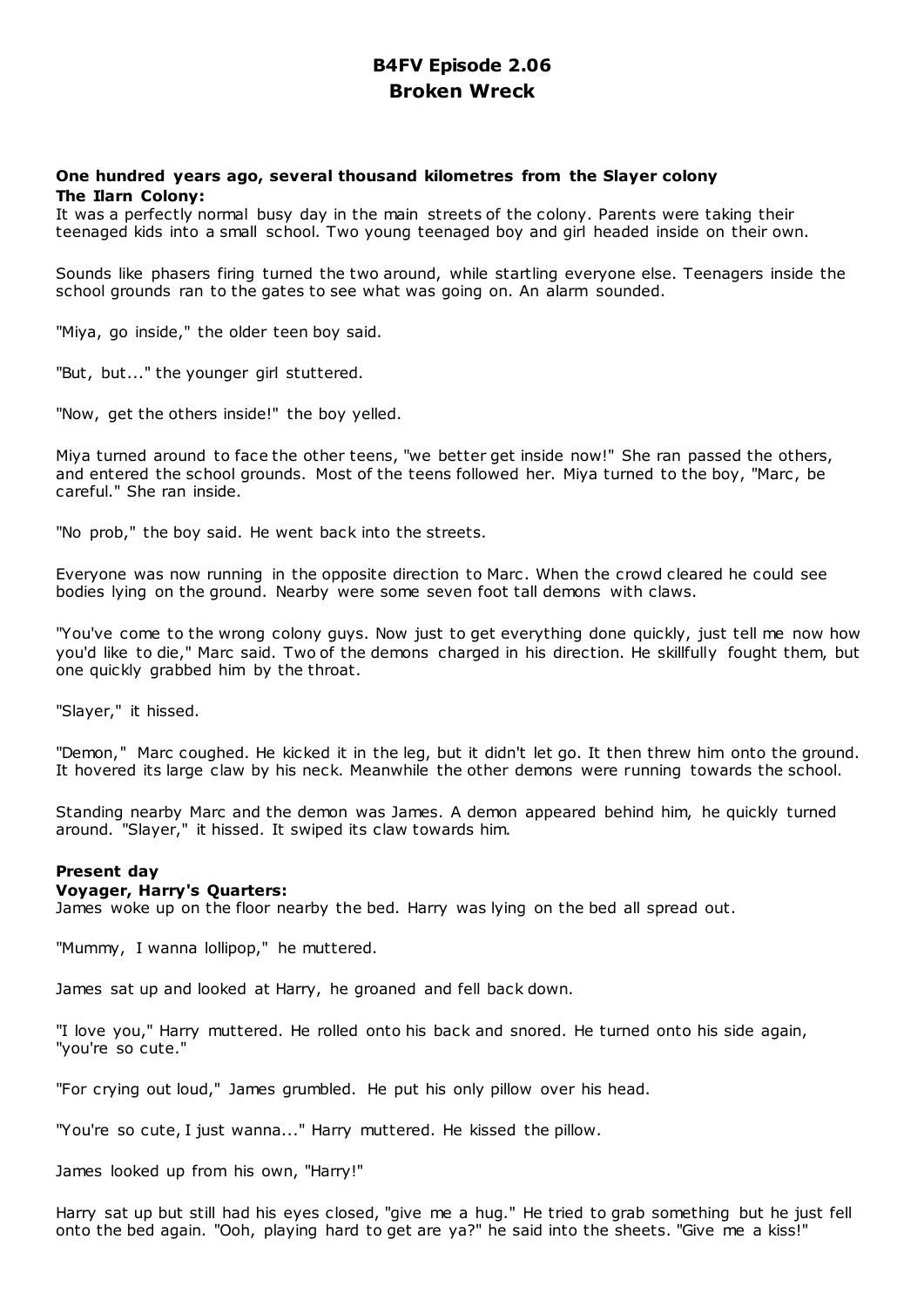# B4FV Episode 2.06
# Broken Wreck

**One hundred years ago, several thousand kilometres from the Slayer colony**
**The Ilarn Colony:**
It was a perfectly normal busy day in the main streets of the colony. Parents were taking their teenaged kids into a small school. Two young teenaged boy and girl headed inside on their own.

Sounds like phasers firing turned the two around, while startling everyone else. Teenagers inside the school grounds ran to the gates to see what was going on. An alarm sounded.

"Miya, go inside," the older teen boy said.

"But, but..." the younger girl stuttered.

"Now, get the others inside!" the boy yelled.

Miya turned around to face the other teens, "we better get inside now!" She ran passed the others, and entered the school grounds. Most of the teens followed her. Miya turned to the boy, "Marc, be careful." She ran inside.

"No prob," the boy said. He went back into the streets.

Everyone was now running in the opposite direction to Marc. When the crowd cleared he could see bodies lying on the ground. Nearby were some seven foot tall demons with claws.

"You've come to the wrong colony guys. Now just to get everything done quickly, just tell me now how you'd like to die," Marc said. Two of the demons charged in his direction. He skillfully fought them, but one quickly grabbed him by the throat.

"Slayer," it hissed.

"Demon," Marc coughed. He kicked it in the leg, but it didn't let go. It then threw him onto the ground. It hovered its large claw by his neck. Meanwhile the other demons were running towards the school.

Standing nearby Marc and the demon was James. A demon appeared behind him, he quickly turned around. "Slayer," it hissed. It swiped its claw towards him.

**Present day**
**Voyager, Harry's Quarters:**
James woke up on the floor nearby the bed. Harry was lying on the bed all spread out.

"Mummy, I wanna lollipop," he muttered.

James sat up and looked at Harry, he groaned and fell back down.

"I love you," Harry muttered. He rolled onto his back and snored. He turned onto his side again, "you're so cute."

"For crying out loud," James grumbled. He put his only pillow over his head.

"You're so cute, I just wanna..." Harry muttered. He kissed the pillow.

James looked up from his own, "Harry!"

Harry sat up but still had his eyes closed, "give me a hug." He tried to grab something but he just fell onto the bed again. "Ooh, playing hard to get are ya?" he said into the sheets. "Give me a kiss!"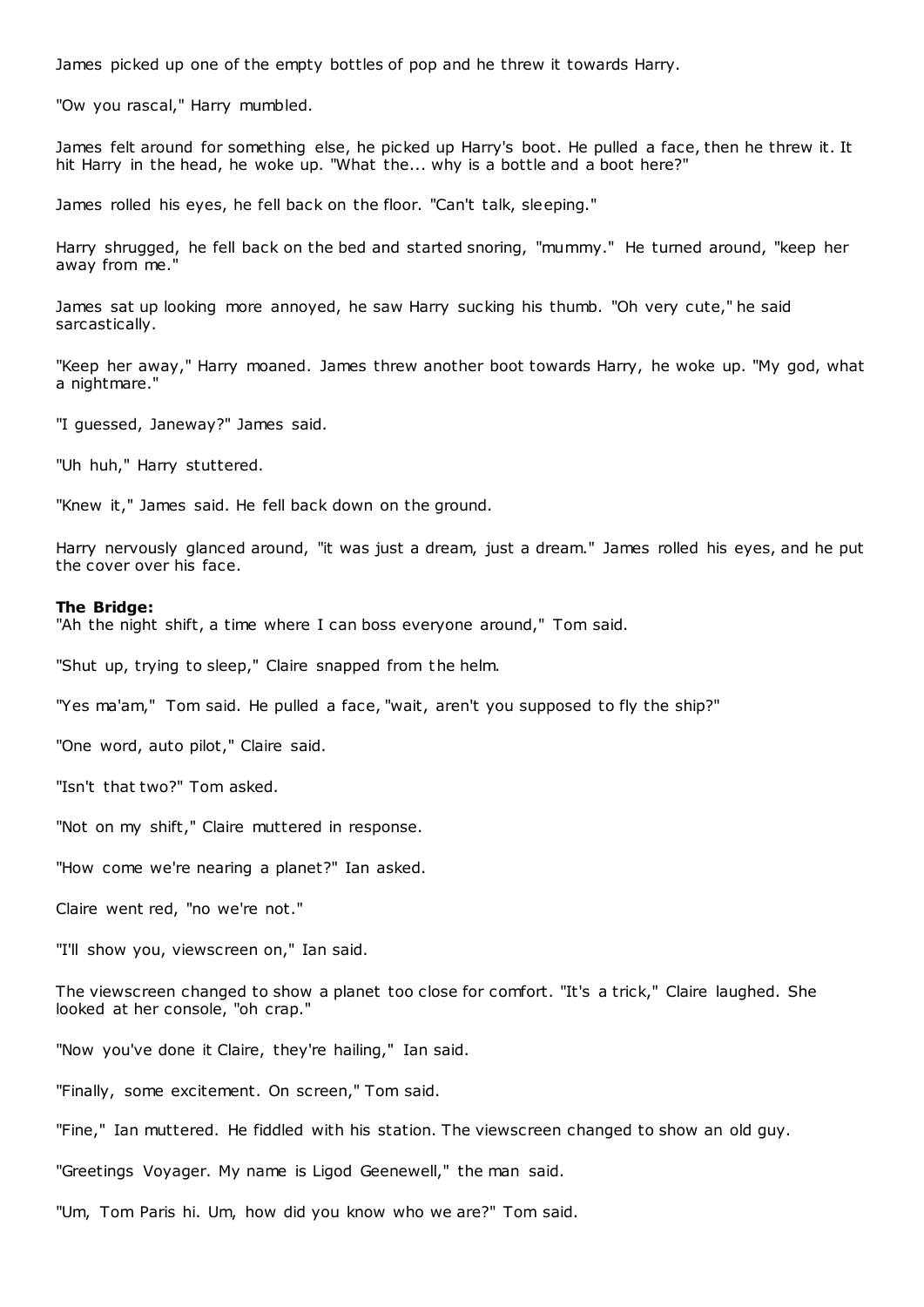James picked up one of the empty bottles of pop and he threw it towards Harry.

"Ow you rascal," Harry mumbled.

James felt around for something else, he picked up Harry's boot. He pulled a face, then he threw it. It hit Harry in the head, he woke up. "What the... why is a bottle and a boot here?"

James rolled his eyes, he fell back on the floor. "Can't talk, sleeping."

Harry shrugged, he fell back on the bed and started snoring, "mummy." He turned around, "keep her away from me."

James sat up looking more annoyed, he saw Harry sucking his thumb. "Oh very cute," he said sarcastically.

"Keep her away," Harry moaned. James threw another boot towards Harry, he woke up. "My god, what a nightmare."

"I guessed, Janeway?" James said.

"Uh huh," Harry stuttered.

"Knew it," James said. He fell back down on the ground.

Harry nervously glanced around, "it was just a dream, just a dream." James rolled his eyes, and he put the cover over his face.

**The Bridge:**
"Ah the night shift, a time where I can boss everyone around," Tom said.

"Shut up, trying to sleep," Claire snapped from the helm.

"Yes ma'am," Tom said. He pulled a face, "wait, aren't you supposed to fly the ship?"

"One word, auto pilot," Claire said.

"Isn't that two?" Tom asked.

"Not on my shift," Claire muttered in response.

"How come we're nearing a planet?" Ian asked.

Claire went red, "no we're not."

"I'll show you, viewscreen on," Ian said.

The viewscreen changed to show a planet too close for comfort. "It's a trick," Claire laughed. She looked at her console, "oh crap."

"Now you've done it Claire, they're hailing," Ian said.

"Finally, some excitement. On screen," Tom said.

"Fine," Ian muttered. He fiddled with his station. The viewscreen changed to show an old guy.

"Greetings Voyager. My name is Ligod Geenewell," the man said.

"Um, Tom Paris hi. Um, how did you know who we are?" Tom said.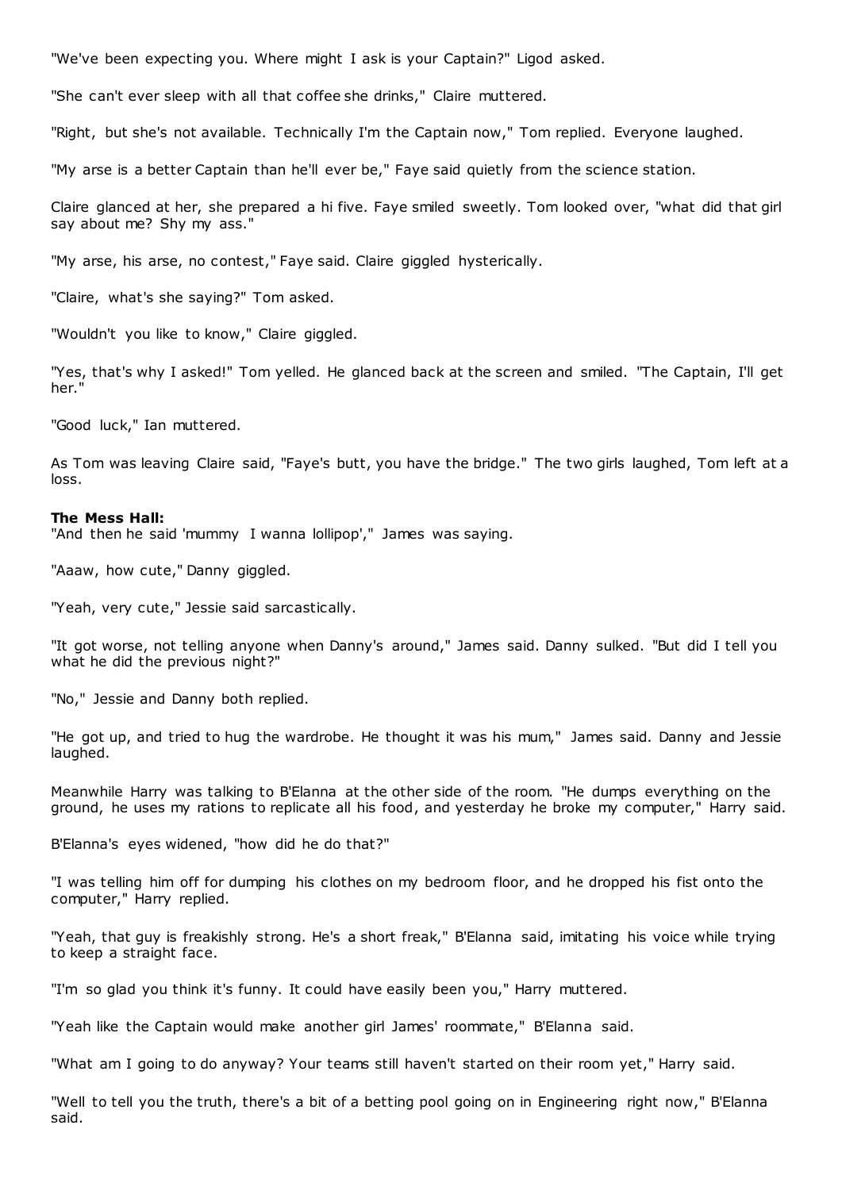"We've been expecting you. Where might I ask is your Captain?" Ligod asked.

"She can't ever sleep with all that coffee she drinks," Claire muttered.

"Right, but she's not available. Technically I'm the Captain now," Tom replied. Everyone laughed.

"My arse is a better Captain than he'll ever be," Faye said quietly from the science station.

Claire glanced at her, she prepared a hi five. Faye smiled sweetly. Tom looked over, "what did that girl say about me? Shy my ass."

"My arse, his arse, no contest," Faye said. Claire giggled hysterically.

"Claire, what's she saying?" Tom asked.

"Wouldn't you like to know," Claire giggled.

"Yes, that's why I asked!" Tom yelled. He glanced back at the screen and smiled. "The Captain, I'll get her."

"Good luck," Ian muttered.

As Tom was leaving Claire said, "Faye's butt, you have the bridge." The two girls laughed, Tom left at a loss.

**The Mess Hall:**
"And then he said 'mummy I wanna lollipop'," James was saying.

"Aaaw, how cute," Danny giggled.

"Yeah, very cute," Jessie said sarcastically.

"It got worse, not telling anyone when Danny's around," James said. Danny sulked. "But did I tell you what he did the previous night?"

"No," Jessie and Danny both replied.

"He got up, and tried to hug the wardrobe. He thought it was his mum," James said. Danny and Jessie laughed.

Meanwhile Harry was talking to B'Elanna at the other side of the room. "He dumps everything on the ground, he uses my rations to replicate all his food, and yesterday he broke my computer," Harry said.

B'Elanna's eyes widened, "how did he do that?"

"I was telling him off for dumping his clothes on my bedroom floor, and he dropped his fist onto the computer," Harry replied.

"Yeah, that guy is freakishly strong. He's a short freak," B'Elanna said, imitating his voice while trying to keep a straight face.

"I'm so glad you think it's funny. It could have easily been you," Harry muttered.

"Yeah like the Captain would make another girl James' roommate," B'Elanna said.

"What am I going to do anyway? Your teams still haven't started on their room yet," Harry said.

"Well to tell you the truth, there's a bit of a betting pool going on in Engineering right now," B'Elanna said.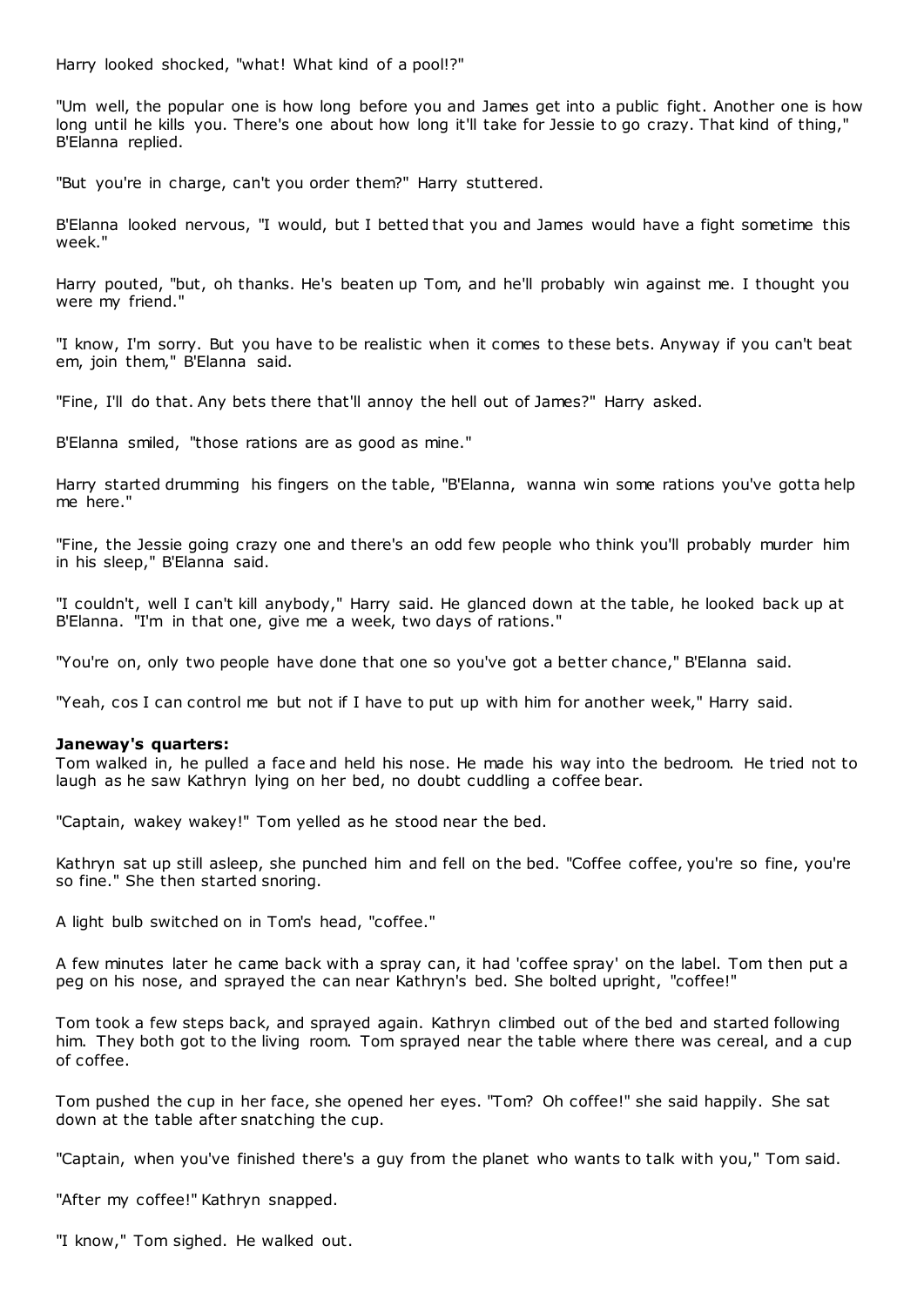Harry looked shocked, "what! What kind of a pool!?"

"Um well, the popular one is how long before you and James get into a public fight. Another one is how long until he kills you. There's one about how long it'll take for Jessie to go crazy. That kind of thing," B'Elanna replied.

"But you're in charge, can't you order them?" Harry stuttered.

B'Elanna looked nervous, "I would, but I betted that you and James would have a fight sometime this week."

Harry pouted, "but, oh thanks. He's beaten up Tom, and he'll probably win against me. I thought you were my friend."

"I know, I'm sorry. But you have to be realistic when it comes to these bets. Anyway if you can't beat em, join them," B'Elanna said.

"Fine, I'll do that. Any bets there that'll annoy the hell out of James?" Harry asked.

B'Elanna smiled, "those rations are as good as mine."

Harry started drumming his fingers on the table, "B'Elanna, wanna win some rations you've gotta help me here."

"Fine, the Jessie going crazy one and there's an odd few people who think you'll probably murder him in his sleep," B'Elanna said.

"I couldn't, well I can't kill anybody," Harry said. He glanced down at the table, he looked back up at B'Elanna. "I'm in that one, give me a week, two days of rations."

"You're on, only two people have done that one so you've got a better chance," B'Elanna said.

"Yeah, cos I can control me but not if I have to put up with him for another week," Harry said.

**Janeway's quarters:**
Tom walked in, he pulled a face and held his nose. He made his way into the bedroom. He tried not to laugh as he saw Kathryn lying on her bed, no doubt cuddling a coffee bear.

"Captain, wakey wakey!" Tom yelled as he stood near the bed.

Kathryn sat up still asleep, she punched him and fell on the bed. "Coffee coffee, you're so fine, you're so fine." She then started snoring.

A light bulb switched on in Tom's head, "coffee."

A few minutes later he came back with a spray can, it had 'coffee spray' on the label. Tom then put a peg on his nose, and sprayed the can near Kathryn's bed. She bolted upright, "coffee!"

Tom took a few steps back, and sprayed again. Kathryn climbed out of the bed and started following him. They both got to the living room. Tom sprayed near the table where there was cereal, and a cup of coffee.

Tom pushed the cup in her face, she opened her eyes. "Tom? Oh coffee!" she said happily. She sat down at the table after snatching the cup.

"Captain, when you've finished there's a guy from the planet who wants to talk with you," Tom said.

"After my coffee!" Kathryn snapped.

"I know," Tom sighed. He walked out.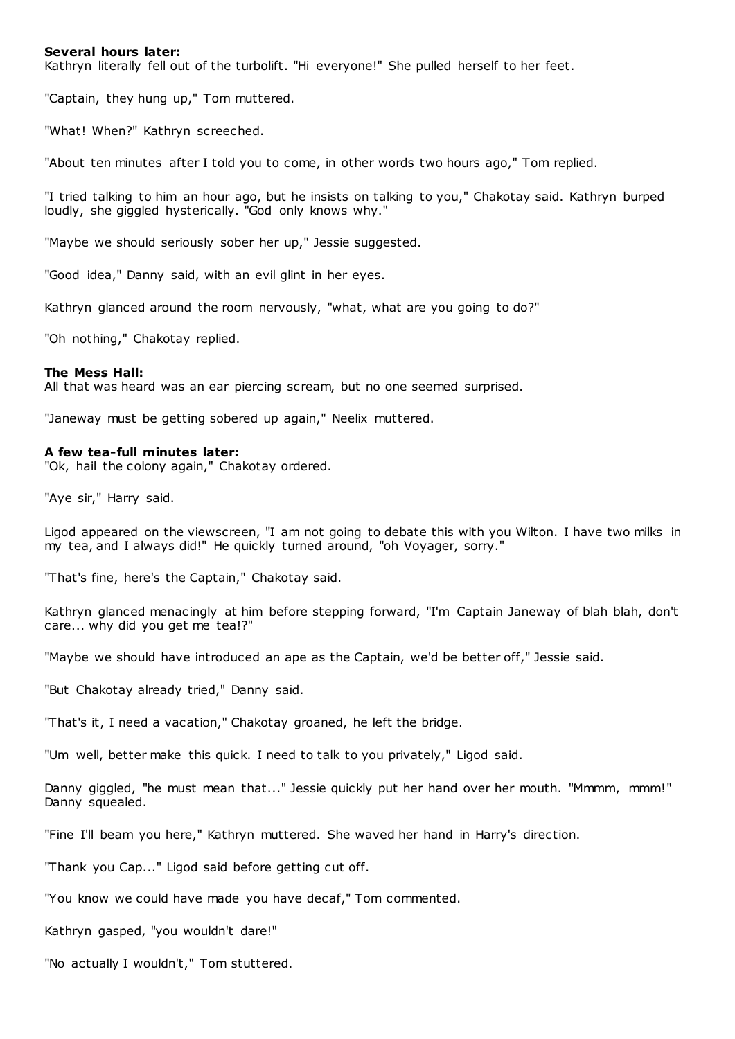**Several hours later:**
Kathryn literally fell out of the turbolift. "Hi everyone!" She pulled herself to her feet.

"Captain, they hung up," Tom muttered.

"What! When?" Kathryn screeched.

"About ten minutes after I told you to come, in other words two hours ago," Tom replied.

"I tried talking to him an hour ago, but he insists on talking to you," Chakotay said. Kathryn burped loudly, she giggled hysterically. "God only knows why."

"Maybe we should seriously sober her up," Jessie suggested.

"Good idea," Danny said, with an evil glint in her eyes.

Kathryn glanced around the room nervously, "what, what are you going to do?"

"Oh nothing," Chakotay replied.

**The Mess Hall:**
All that was heard was an ear piercing scream, but no one seemed surprised.

"Janeway must be getting sobered up again," Neelix muttered.

**A few tea-full minutes later:**
"Ok, hail the colony again," Chakotay ordered.

"Aye sir," Harry said.

Ligod appeared on the viewscreen, "I am not going to debate this with you Wilton. I have two milks in my tea, and I always did!" He quickly turned around, "oh Voyager, sorry."

"That's fine, here's the Captain," Chakotay said.

Kathryn glanced menacingly at him before stepping forward, "I'm Captain Janeway of blah blah, don't care... why did you get me tea!?"

"Maybe we should have introduced an ape as the Captain, we'd be better off," Jessie said.

"But Chakotay already tried," Danny said.

"That's it, I need a vacation," Chakotay groaned, he left the bridge.

"Um well, better make this quick. I need to talk to you privately," Ligod said.

Danny giggled, "he must mean that..." Jessie quickly put her hand over her mouth. "Mmmm, mmm!" Danny squealed.

"Fine I'll beam you here," Kathryn muttered. She waved her hand in Harry's direction.

"Thank you Cap..." Ligod said before getting cut off.

"You know we could have made you have decaf," Tom commented.

Kathryn gasped, "you wouldn't dare!"

"No actually I wouldn't," Tom stuttered.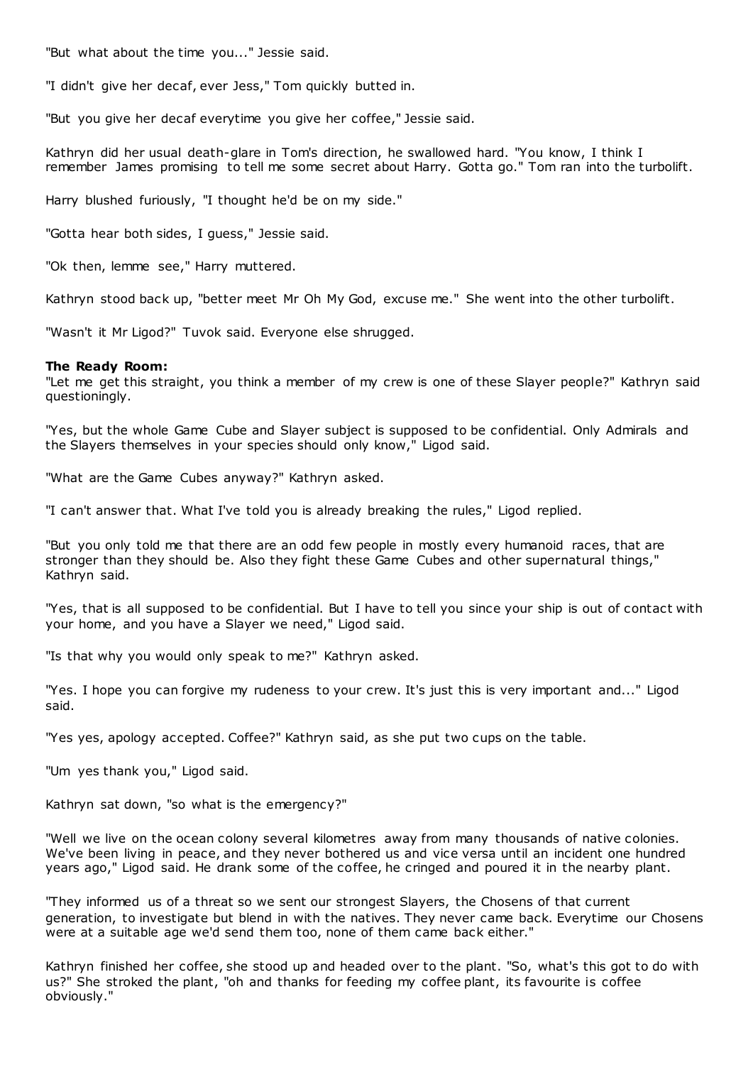"But what about the time you..." Jessie said.

"I didn't give her decaf, ever Jess," Tom quickly butted in.

"But you give her decaf everytime you give her coffee," Jessie said.

Kathryn did her usual death-glare in Tom's direction, he swallowed hard. "You know, I think I remember James promising to tell me some secret about Harry. Gotta go." Tom ran into the turbolift.

Harry blushed furiously, "I thought he'd be on my side."

"Gotta hear both sides, I guess," Jessie said.

"Ok then, lemme see," Harry muttered.

Kathryn stood back up, "better meet Mr Oh My God, excuse me." She went into the other turbolift.

"Wasn't it Mr Ligod?" Tuvok said. Everyone else shrugged.

**The Ready Room:**

"Let me get this straight, you think a member of my crew is one of these Slayer people?" Kathryn said questioningly.

"Yes, but the whole Game Cube and Slayer subject is supposed to be confidential. Only Admirals and the Slayers themselves in your species should only know," Ligod said.

"What are the Game Cubes anyway?" Kathryn asked.

"I can't answer that. What I've told you is already breaking the rules," Ligod replied.

"But you only told me that there are an odd few people in mostly every humanoid races, that are stronger than they should be. Also they fight these Game Cubes and other supernatural things," Kathryn said.

"Yes, that is all supposed to be confidential. But I have to tell you since your ship is out of contact with your home, and you have a Slayer we need," Ligod said.

"Is that why you would only speak to me?" Kathryn asked.

"Yes. I hope you can forgive my rudeness to your crew. It's just this is very important and..." Ligod said.

"Yes yes, apology accepted. Coffee?" Kathryn said, as she put two cups on the table.

"Um yes thank you," Ligod said.

Kathryn sat down, "so what is the emergency?"

"Well we live on the ocean colony several kilometres away from many thousands of native colonies. We've been living in peace, and they never bothered us and vice versa until an incident one hundred years ago," Ligod said. He drank some of the coffee, he cringed and poured it in the nearby plant.

"They informed us of a threat so we sent our strongest Slayers, the Chosens of that current generation, to investigate but blend in with the natives. They never came back. Everytime our Chosens were at a suitable age we'd send them too, none of them came back either."

Kathryn finished her coffee, she stood up and headed over to the plant. "So, what's this got to do with us?" She stroked the plant, "oh and thanks for feeding my coffee plant, its favourite is coffee obviously."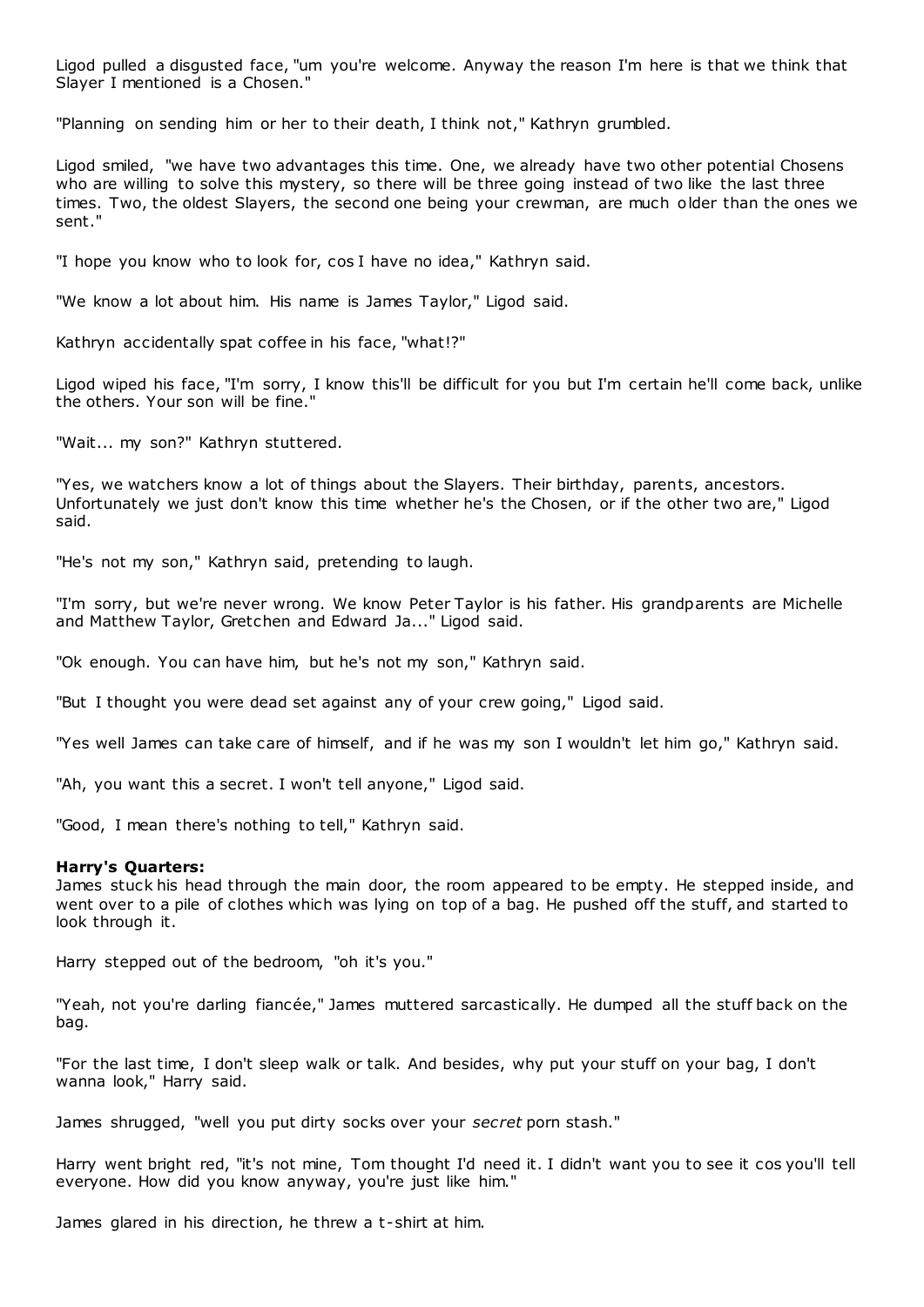Ligod pulled a disgusted face, "um you're welcome. Anyway the reason I'm here is that we think that Slayer I mentioned is a Chosen."

"Planning on sending him or her to their death, I think not," Kathryn grumbled.

Ligod smiled, "we have two advantages this time. One, we already have two other potential Chosens who are willing to solve this mystery, so there will be three going instead of two like the last three times. Two, the oldest Slayers, the second one being your crewman, are much older than the ones we sent."

"I hope you know who to look for, cos I have no idea," Kathryn said.

"We know a lot about him. His name is James Taylor," Ligod said.

Kathryn accidentally spat coffee in his face, "what!?"

Ligod wiped his face, "I'm sorry, I know this'll be difficult for you but I'm certain he'll come back, unlike the others. Your son will be fine."

"Wait... my son?" Kathryn stuttered.

"Yes, we watchers know a lot of things about the Slayers. Their birthday, parents, ancestors. Unfortunately we just don't know this time whether he's the Chosen, or if the other two are," Ligod said.

"He's not my son," Kathryn said, pretending to laugh.

"I'm sorry, but we're never wrong. We know Peter Taylor is his father. His grandparents are Michelle and Matthew Taylor, Gretchen and Edward Ja..." Ligod said.

"Ok enough. You can have him, but he's not my son," Kathryn said.

"But I thought you were dead set against any of your crew going," Ligod said.

"Yes well James can take care of himself, and if he was my son I wouldn't let him go," Kathryn said.

"Ah, you want this a secret. I won't tell anyone," Ligod said.

"Good, I mean there's nothing to tell," Kathryn said.

**Harry's Quarters:**
James stuck his head through the main door, the room appeared to be empty. He stepped inside, and went over to a pile of clothes which was lying on top of a bag. He pushed off the stuff, and started to look through it.

Harry stepped out of the bedroom, "oh it's you."

"Yeah, not you're darling fiancée," James muttered sarcastically. He dumped all the stuff back on the bag.

"For the last time, I don't sleep walk or talk. And besides, why put your stuff on your bag, I don't wanna look," Harry said.

James shrugged, "well you put dirty socks over your *secret* porn stash."

Harry went bright red, "it's not mine, Tom thought I'd need it. I didn't want you to see it cos you'll tell everyone. How did you know anyway, you're just like him."

James glared in his direction, he threw a t-shirt at him.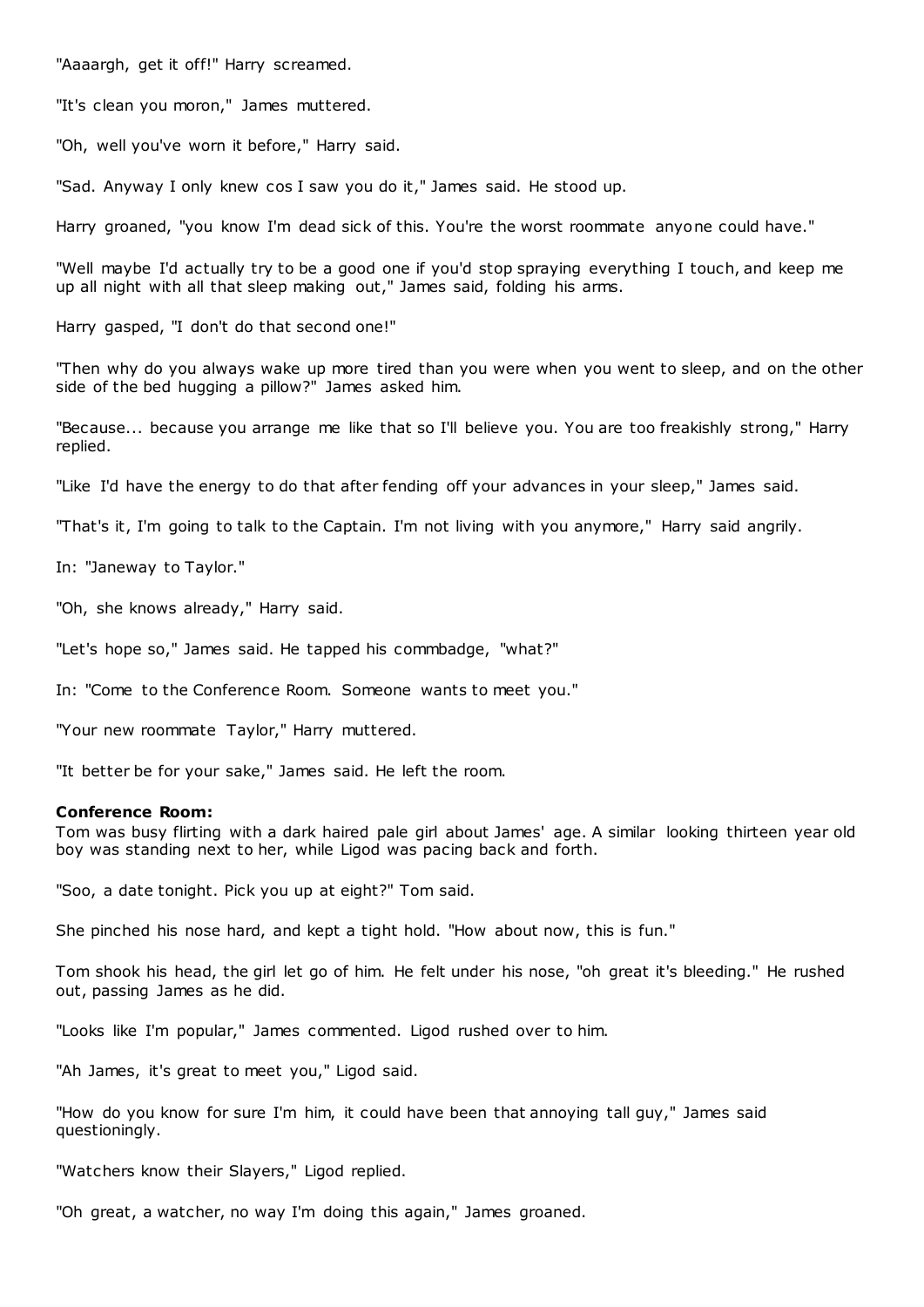"Aaaargh, get it off!" Harry screamed.

"It's clean you moron," James muttered.

"Oh, well you've worn it before," Harry said.

"Sad. Anyway I only knew cos I saw you do it," James said. He stood up.

Harry groaned, "you know I'm dead sick of this. You're the worst roommate anyone could have."

"Well maybe I'd actually try to be a good one if you'd stop spraying everything I touch, and keep me up all night with all that sleep making out," James said, folding his arms.

Harry gasped, "I don't do that second one!"

"Then why do you always wake up more tired than you were when you went to sleep, and on the other side of the bed hugging a pillow?" James asked him.

"Because... because you arrange me like that so I'll believe you. You are too freakishly strong," Harry replied.

"Like I'd have the energy to do that after fending off your advances in your sleep," James said.

"That's it, I'm going to talk to the Captain. I'm not living with you anymore," Harry said angrily.

In: "Janeway to Taylor."

"Oh, she knows already," Harry said.

"Let's hope so," James said. He tapped his commbadge, "what?"

In: "Come to the Conference Room. Someone wants to meet you."

"Your new roommate Taylor," Harry muttered.

"It better be for your sake," James said. He left the room.

**Conference Room:**
Tom was busy flirting with a dark haired pale girl about James' age. A similar looking thirteen year old boy was standing next to her, while Ligod was pacing back and forth.

"Soo, a date tonight. Pick you up at eight?" Tom said.

She pinched his nose hard, and kept a tight hold. "How about now, this is fun."

Tom shook his head, the girl let go of him. He felt under his nose, "oh great it's bleeding." He rushed out, passing James as he did.

"Looks like I'm popular," James commented. Ligod rushed over to him.

"Ah James, it's great to meet you," Ligod said.

"How do you know for sure I'm him, it could have been that annoying tall guy," James said questioningly.

"Watchers know their Slayers," Ligod replied.

"Oh great, a watcher, no way I'm doing this again," James groaned.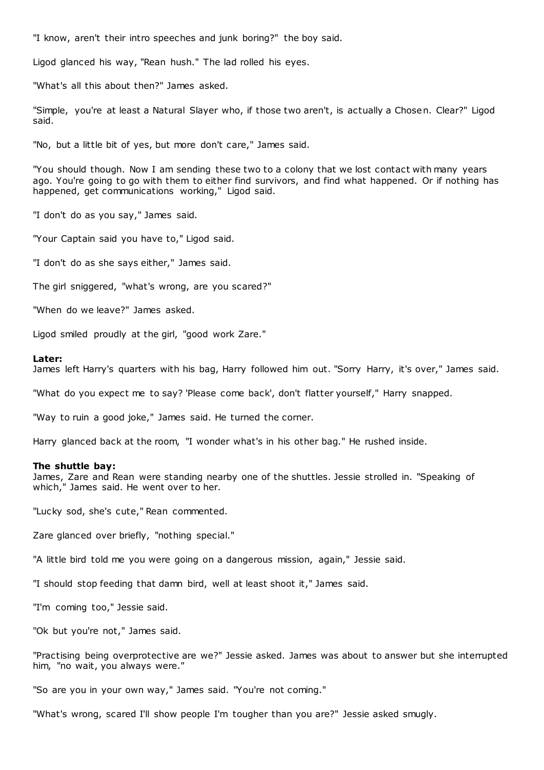"I know, aren't their intro speeches and junk boring?" the boy said.

Ligod glanced his way, "Rean hush." The lad rolled his eyes.

"What's all this about then?" James asked.

"Simple, you're at least a Natural Slayer who, if those two aren't, is actually a Chosen. Clear?" Ligod said.

"No, but a little bit of yes, but more don't care," James said.

"You should though. Now I am sending these two to a colony that we lost contact with many years ago. You're going to go with them to either find survivors, and find what happened. Or if nothing has happened, get communications working," Ligod said.

"I don't do as you say," James said.

"Your Captain said you have to," Ligod said.

"I don't do as she says either," James said.

The girl sniggered, "what's wrong, are you scared?"

"When do we leave?" James asked.

Ligod smiled proudly at the girl, "good work Zare."

**Later:**
James left Harry's quarters with his bag, Harry followed him out. "Sorry Harry, it's over," James said.

"What do you expect me to say? 'Please come back', don't flatter yourself," Harry snapped.

"Way to ruin a good joke," James said. He turned the corner.

Harry glanced back at the room, "I wonder what's in his other bag." He rushed inside.

**The shuttle bay:**
James, Zare and Rean were standing nearby one of the shuttles. Jessie strolled in. "Speaking of which," James said. He went over to her.

"Lucky sod, she's cute," Rean commented.

Zare glanced over briefly, "nothing special."

"A little bird told me you were going on a dangerous mission, again," Jessie said.

"I should stop feeding that damn bird, well at least shoot it," James said.

"I'm coming too," Jessie said.

"Ok but you're not," James said.

"Practising being overprotective are we?" Jessie asked. James was about to answer but she interrupted him, "no wait, you always were."

"So are you in your own way," James said. "You're not coming."

"What's wrong, scared I'll show people I'm tougher than you are?" Jessie asked smugly.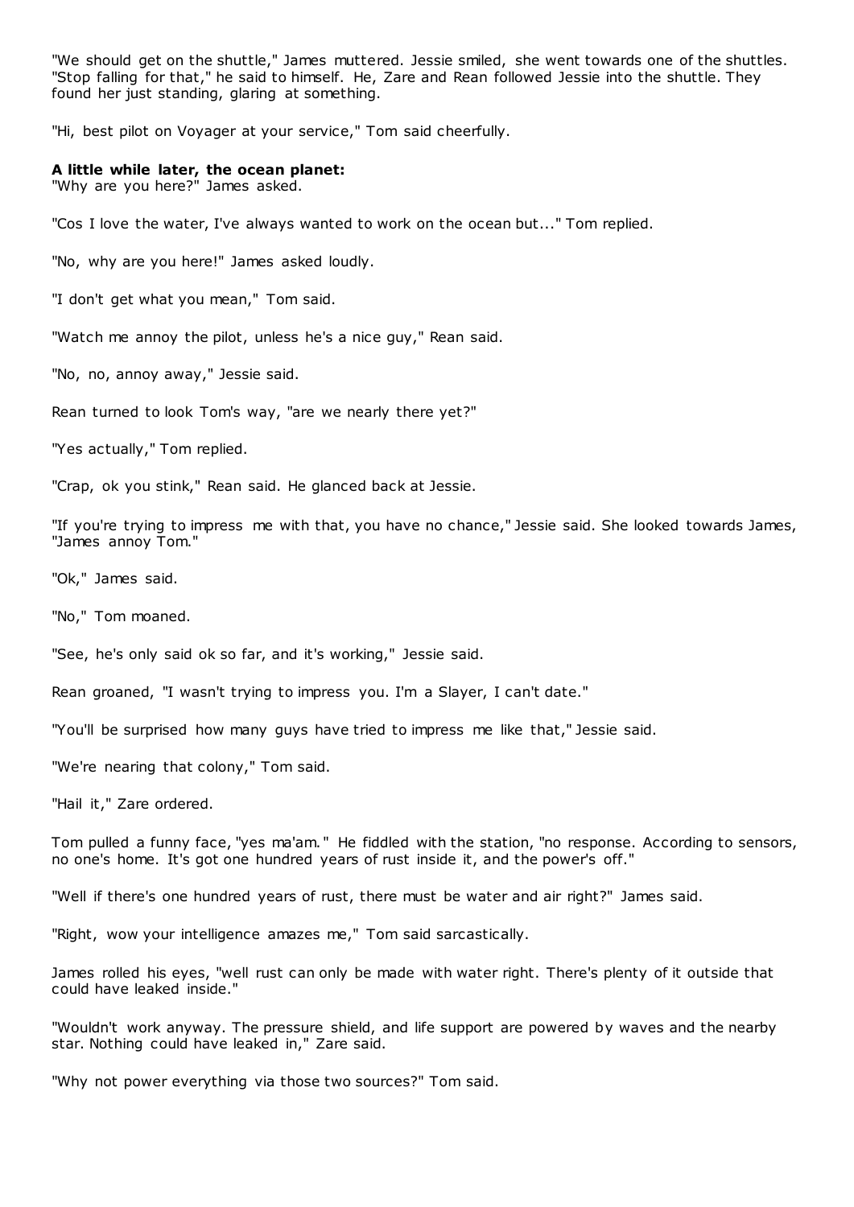"We should get on the shuttle," James muttered. Jessie smiled, she went towards one of the shuttles. "Stop falling for that," he said to himself. He, Zare and Rean followed Jessie into the shuttle. They found her just standing, glaring at something.

"Hi, best pilot on Voyager at your service," Tom said cheerfully.

**A little while later, the ocean planet:**
"Why are you here?" James asked.

"Cos I love the water, I've always wanted to work on the ocean but..." Tom replied.

"No, why are you here!" James asked loudly.

"I don't get what you mean," Tom said.

"Watch me annoy the pilot, unless he's a nice guy," Rean said.

"No, no, annoy away," Jessie said.

Rean turned to look Tom's way, "are we nearly there yet?"

"Yes actually," Tom replied.

"Crap, ok you stink," Rean said. He glanced back at Jessie.

"If you're trying to impress me with that, you have no chance," Jessie said. She looked towards James, "James annoy Tom."

"Ok," James said.

"No," Tom moaned.

"See, he's only said ok so far, and it's working," Jessie said.

Rean groaned, "I wasn't trying to impress you. I'm a Slayer, I can't date."

"You'll be surprised how many guys have tried to impress me like that," Jessie said.

"We're nearing that colony," Tom said.

"Hail it," Zare ordered.

Tom pulled a funny face, "yes ma'am." He fiddled with the station, "no response. According to sensors, no one's home. It's got one hundred years of rust inside it, and the power's off."

"Well if there's one hundred years of rust, there must be water and air right?" James said.

"Right, wow your intelligence amazes me," Tom said sarcastically.

James rolled his eyes, "well rust can only be made with water right. There's plenty of it outside that could have leaked inside."

"Wouldn't work anyway. The pressure shield, and life support are powered by waves and the nearby star. Nothing could have leaked in," Zare said.

"Why not power everything via those two sources?" Tom said.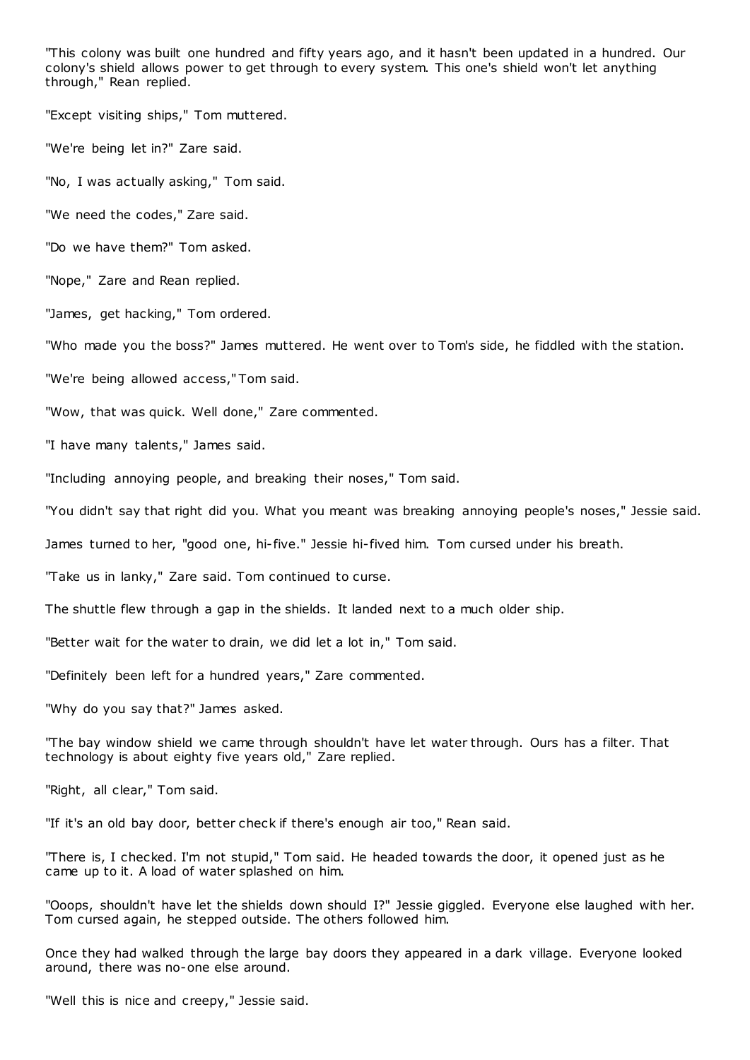"This colony was built one hundred and fifty years ago, and it hasn't been updated in a hundred. Our colony's shield allows power to get through to every system. This one's shield won't let anything through," Rean replied.

"Except visiting ships," Tom muttered.

"We're being let in?" Zare said.

"No, I was actually asking," Tom said.

"We need the codes," Zare said.

"Do we have them?" Tom asked.

"Nope," Zare and Rean replied.

"James, get hacking," Tom ordered.

"Who made you the boss?" James muttered. He went over to Tom's side, he fiddled with the station.

"We're being allowed access," Tom said.

"Wow, that was quick. Well done," Zare commented.

"I have many talents," James said.

"Including annoying people, and breaking their noses," Tom said.

"You didn't say that right did you. What you meant was breaking annoying people's noses," Jessie said.

James turned to her, "good one, hi-five." Jessie hi-fived him. Tom cursed under his breath.

"Take us in lanky," Zare said. Tom continued to curse.

The shuttle flew through a gap in the shields. It landed next to a much older ship.

"Better wait for the water to drain, we did let a lot in," Tom said.

"Definitely been left for a hundred years," Zare commented.

"Why do you say that?" James asked.

"The bay window shield we came through shouldn't have let water through. Ours has a filter. That technology is about eighty five years old," Zare replied.

"Right, all clear," Tom said.

"If it's an old bay door, better check if there's enough air too," Rean said.

"There is, I checked. I'm not stupid," Tom said. He headed towards the door, it opened just as he came up to it. A load of water splashed on him.

"Ooops, shouldn't have let the shields down should I?" Jessie giggled. Everyone else laughed with her. Tom cursed again, he stepped outside. The others followed him.

Once they had walked through the large bay doors they appeared in a dark village. Everyone looked around, there was no-one else around.

"Well this is nice and creepy," Jessie said.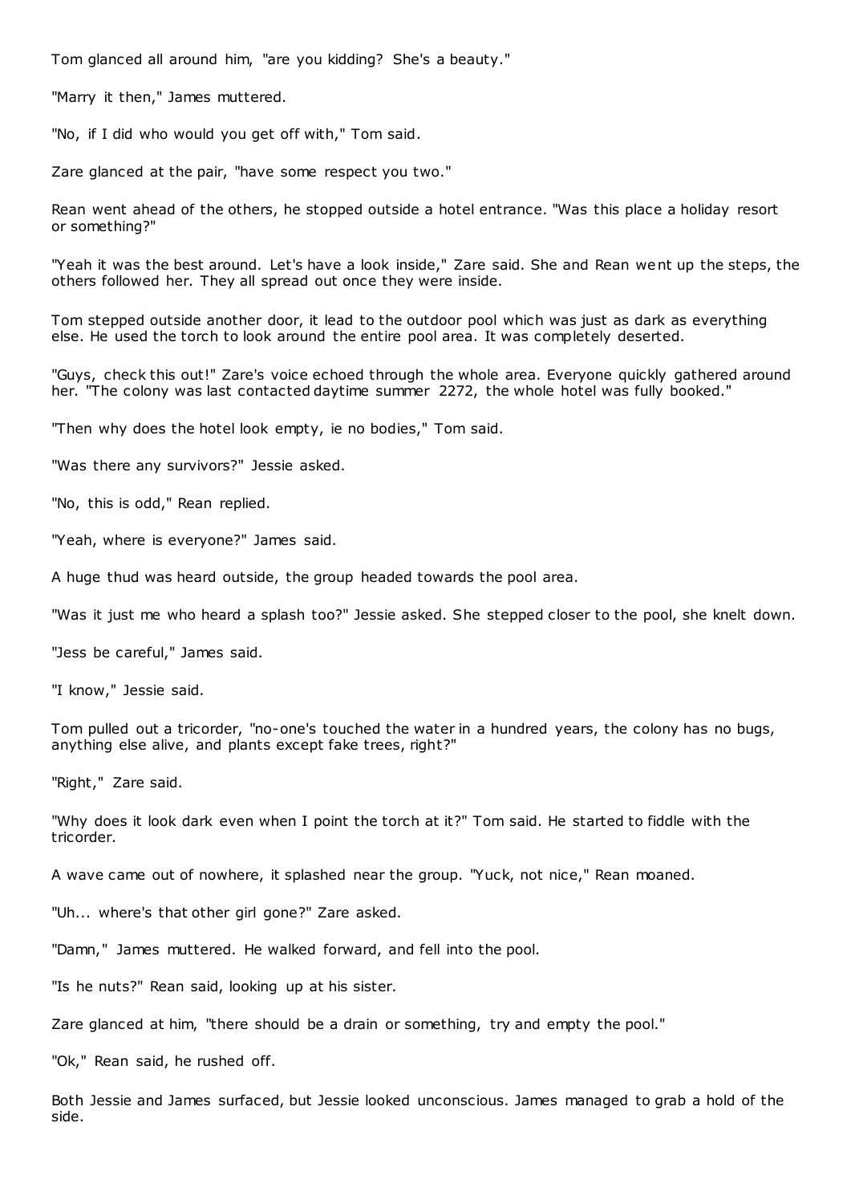Tom glanced all around him, "are you kidding? She's a beauty."

"Marry it then," James muttered.

"No, if I did who would you get off with," Tom said.

Zare glanced at the pair, "have some respect you two."

Rean went ahead of the others, he stopped outside a hotel entrance. "Was this place a holiday resort or something?"

"Yeah it was the best around. Let's have a look inside," Zare said. She and Rean went up the steps, the others followed her. They all spread out once they were inside.

Tom stepped outside another door, it lead to the outdoor pool which was just as dark as everything else. He used the torch to look around the entire pool area. It was completely deserted.

"Guys, check this out!" Zare's voice echoed through the whole area. Everyone quickly gathered around her. "The colony was last contacted daytime summer 2272, the whole hotel was fully booked."

"Then why does the hotel look empty, ie no bodies," Tom said.

"Was there any survivors?" Jessie asked.

"No, this is odd," Rean replied.

"Yeah, where is everyone?" James said.

A huge thud was heard outside, the group headed towards the pool area.

"Was it just me who heard a splash too?" Jessie asked. She stepped closer to the pool, she knelt down.

"Jess be careful," James said.

"I know," Jessie said.

Tom pulled out a tricorder, "no-one's touched the water in a hundred years, the colony has no bugs, anything else alive, and plants except fake trees, right?"

"Right," Zare said.

"Why does it look dark even when I point the torch at it?" Tom said. He started to fiddle with the tricorder.

A wave came out of nowhere, it splashed near the group. "Yuck, not nice," Rean moaned.

"Uh... where's that other girl gone?" Zare asked.

"Damn," James muttered. He walked forward, and fell into the pool.

"Is he nuts?" Rean said, looking up at his sister.

Zare glanced at him, "there should be a drain or something, try and empty the pool."

"Ok," Rean said, he rushed off.

Both Jessie and James surfaced, but Jessie looked unconscious. James managed to grab a hold of the side.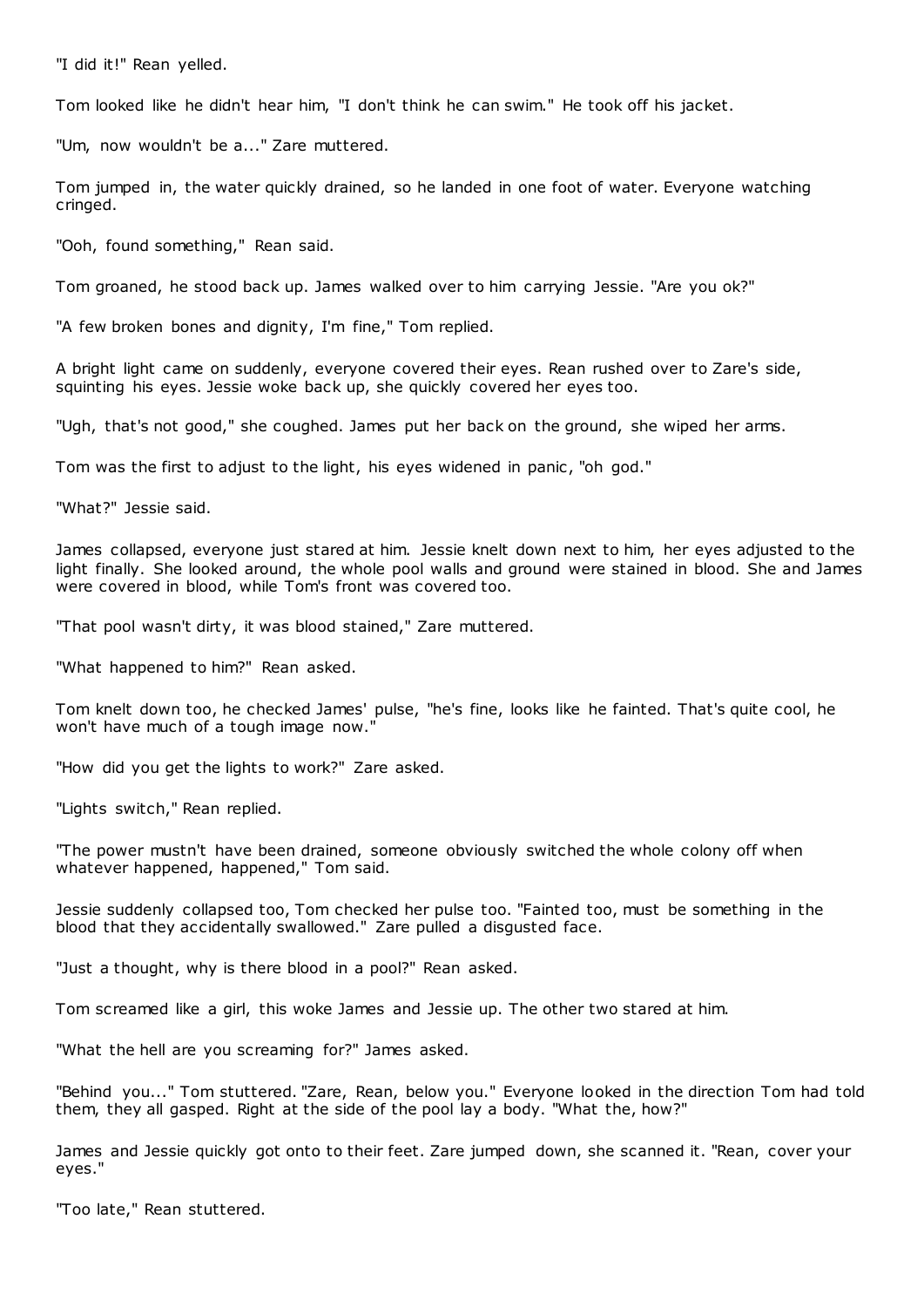"I did it!" Rean yelled.

Tom looked like he didn't hear him, "I don't think he can swim." He took off his jacket.

"Um, now wouldn't be a..." Zare muttered.

Tom jumped in, the water quickly drained, so he landed in one foot of water. Everyone watching cringed.

"Ooh, found something," Rean said.

Tom groaned, he stood back up. James walked over to him carrying Jessie. "Are you ok?"

"A few broken bones and dignity, I'm fine," Tom replied.

A bright light came on suddenly, everyone covered their eyes. Rean rushed over to Zare's side, squinting his eyes. Jessie woke back up, she quickly covered her eyes too.

"Ugh, that's not good," she coughed. James put her back on the ground, she wiped her arms.

Tom was the first to adjust to the light, his eyes widened in panic, "oh god."

"What?" Jessie said.

James collapsed, everyone just stared at him. Jessie knelt down next to him, her eyes adjusted to the light finally. She looked around, the whole pool walls and ground were stained in blood. She and James were covered in blood, while Tom's front was covered too.

"That pool wasn't dirty, it was blood stained," Zare muttered.

"What happened to him?" Rean asked.

Tom knelt down too, he checked James' pulse, "he's fine, looks like he fainted. That's quite cool, he won't have much of a tough image now."

"How did you get the lights to work?" Zare asked.

"Lights switch," Rean replied.

"The power mustn't have been drained, someone obviously switched the whole colony off when whatever happened, happened," Tom said.

Jessie suddenly collapsed too, Tom checked her pulse too. "Fainted too, must be something in the blood that they accidentally swallowed." Zare pulled a disgusted face.

"Just a thought, why is there blood in a pool?" Rean asked.

Tom screamed like a girl, this woke James and Jessie up. The other two stared at him.

"What the hell are you screaming for?" James asked.

"Behind you..." Tom stuttered. "Zare, Rean, below you." Everyone looked in the direction Tom had told them, they all gasped. Right at the side of the pool lay a body. "What the, how?"

James and Jessie quickly got onto to their feet. Zare jumped down, she scanned it. "Rean, cover your eyes."

"Too late," Rean stuttered.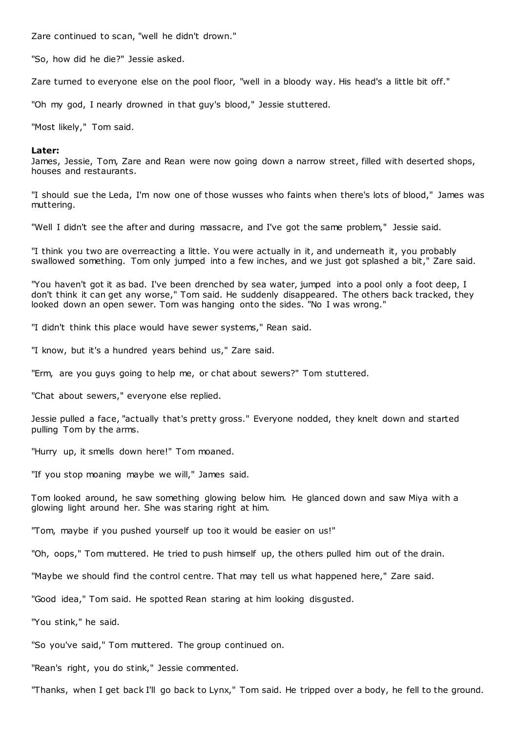Zare continued to scan, "well he didn't drown."

"So, how did he die?" Jessie asked.

Zare turned to everyone else on the pool floor, "well in a bloody way. His head's a little bit off."

"Oh my god, I nearly drowned in that guy's blood," Jessie stuttered.

"Most likely," Tom said.

**Later:**
James, Jessie, Tom, Zare and Rean were now going down a narrow street, filled with deserted shops, houses and restaurants.

"I should sue the Leda, I'm now one of those wusses who faints when there's lots of blood," James was muttering.

"Well I didn't see the after and during massacre, and I've got the same problem," Jessie said.

"I think you two are overreacting a little. You were actually in it, and underneath it, you probably swallowed something. Tom only jumped into a few inches, and we just got splashed a bit," Zare said.

"You haven't got it as bad. I've been drenched by sea water, jumped into a pool only a foot deep, I don't think it can get any worse," Tom said. He suddenly disappeared. The others back tracked, they looked down an open sewer. Tom was hanging onto the sides. "No I was wrong."

"I didn't think this place would have sewer systems," Rean said.

"I know, but it's a hundred years behind us," Zare said.

"Erm, are you guys going to help me, or chat about sewers?" Tom stuttered.

"Chat about sewers," everyone else replied.

Jessie pulled a face, "actually that's pretty gross." Everyone nodded, they knelt down and started pulling Tom by the arms.

"Hurry up, it smells down here!" Tom moaned.

"If you stop moaning maybe we will," James said.

Tom looked around, he saw something glowing below him. He glanced down and saw Miya with a glowing light around her. She was staring right at him.

"Tom, maybe if you pushed yourself up too it would be easier on us!"

"Oh, oops," Tom muttered. He tried to push himself up, the others pulled him out of the drain.

"Maybe we should find the control centre. That may tell us what happened here," Zare said.

"Good idea," Tom said. He spotted Rean staring at him looking disgusted.

"You stink," he said.

"So you've said," Tom muttered. The group continued on.

"Rean's right, you do stink," Jessie commented.

"Thanks, when I get back I'll go back to Lynx," Tom said. He tripped over a body, he fell to the ground.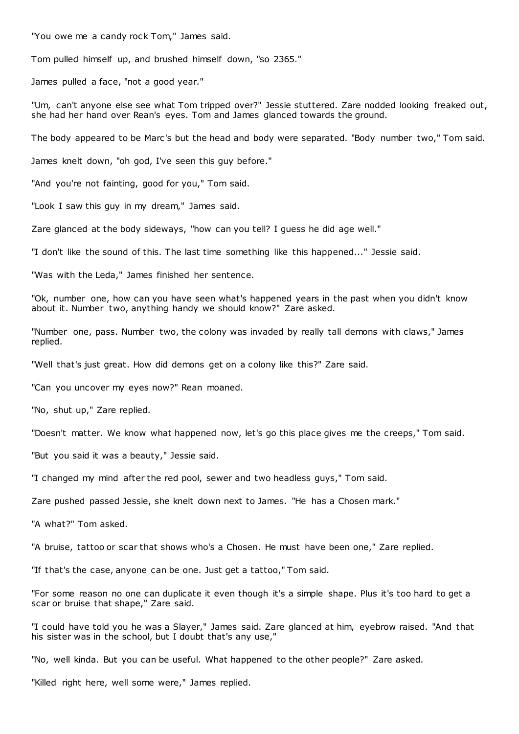"You owe me a candy rock Tom," James said.

Tom pulled himself up, and brushed himself down, "so 2365."

James pulled a face, "not a good year."

"Um, can't anyone else see what Tom tripped over?" Jessie stuttered. Zare nodded looking freaked out, she had her hand over Rean's eyes. Tom and James glanced towards the ground.

The body appeared to be Marc's but the head and body were separated. "Body number two," Tom said.

James knelt down, "oh god, I've seen this guy before."

"And you're not fainting, good for you," Tom said.

"Look I saw this guy in my dream," James said.

Zare glanced at the body sideways, "how can you tell? I guess he did age well."

"I don't like the sound of this. The last time something like this happened..." Jessie said.

"Was with the Leda," James finished her sentence.

"Ok, number one, how can you have seen what's happened years in the past when you didn't know about it. Number two, anything handy we should know?" Zare asked.

"Number one, pass. Number two, the colony was invaded by really tall demons with claws," James replied.

"Well that's just great. How did demons get on a colony like this?" Zare said.

"Can you uncover my eyes now?" Rean moaned.

"No, shut up," Zare replied.

"Doesn't matter. We know what happened now, let's go this place gives me the creeps," Tom said.

"But you said it was a beauty," Jessie said.

"I changed my mind after the red pool, sewer and two headless guys," Tom said.

Zare pushed passed Jessie, she knelt down next to James. "He has a Chosen mark."

"A what?" Tom asked.

"A bruise, tattoo or scar that shows who's a Chosen. He must have been one," Zare replied.

"If that's the case, anyone can be one. Just get a tattoo," Tom said.

"For some reason no one can duplicate it even though it's a simple shape. Plus it's too hard to get a scar or bruise that shape," Zare said.

"I could have told you he was a Slayer," James said. Zare glanced at him, eyebrow raised. "And that his sister was in the school, but I doubt that's any use,"

"No, well kinda. But you can be useful. What happened to the other people?" Zare asked.

"Killed right here, well some were," James replied.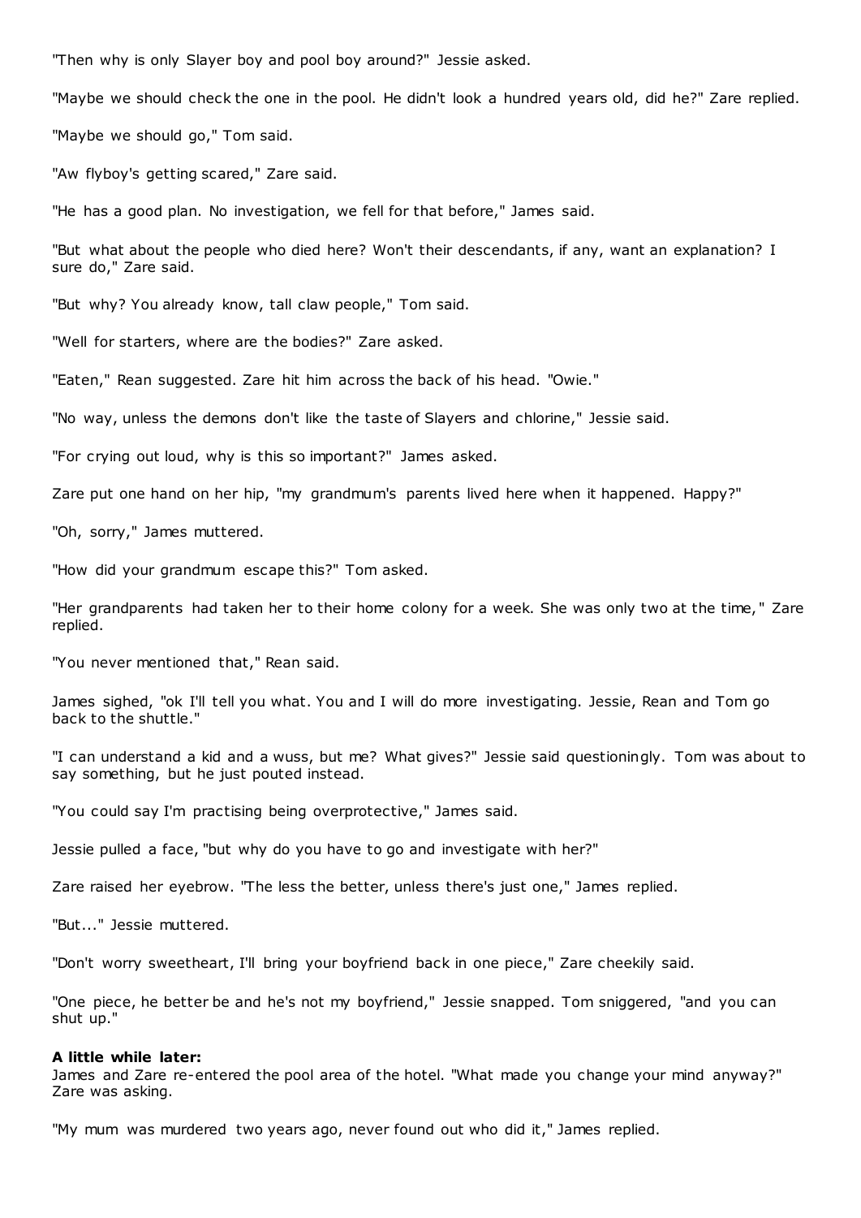"Then why is only Slayer boy and pool boy around?" Jessie asked.

"Maybe we should check the one in the pool. He didn't look a hundred years old, did he?" Zare replied.

"Maybe we should go," Tom said.

"Aw flyboy's getting scared," Zare said.

"He has a good plan. No investigation, we fell for that before," James said.

"But what about the people who died here? Won't their descendants, if any, want an explanation? I sure do," Zare said.

"But why? You already know, tall claw people," Tom said.

"Well for starters, where are the bodies?" Zare asked.

"Eaten," Rean suggested. Zare hit him across the back of his head. "Owie."

"No way, unless the demons don't like the taste of Slayers and chlorine," Jessie said.

"For crying out loud, why is this so important?" James asked.

Zare put one hand on her hip, "my grandmum's parents lived here when it happened. Happy?"

"Oh, sorry," James muttered.

"How did your grandmum escape this?" Tom asked.

"Her grandparents had taken her to their home colony for a week. She was only two at the time," Zare replied.

"You never mentioned that," Rean said.

James sighed, "ok I'll tell you what. You and I will do more investigating. Jessie, Rean and Tom go back to the shuttle."

"I can understand a kid and a wuss, but me? What gives?" Jessie said questioningly. Tom was about to say something, but he just pouted instead.

"You could say I'm practising being overprotective," James said.

Jessie pulled a face, "but why do you have to go and investigate with her?"

Zare raised her eyebrow. "The less the better, unless there's just one," James replied.

"But..." Jessie muttered.

"Don't worry sweetheart, I'll bring your boyfriend back in one piece," Zare cheekily said.

"One piece, he better be and he's not my boyfriend," Jessie snapped. Tom sniggered, "and you can shut up."

**A little while later:**
James and Zare re-entered the pool area of the hotel. "What made you change your mind anyway?" Zare was asking.

"My mum was murdered two years ago, never found out who did it," James replied.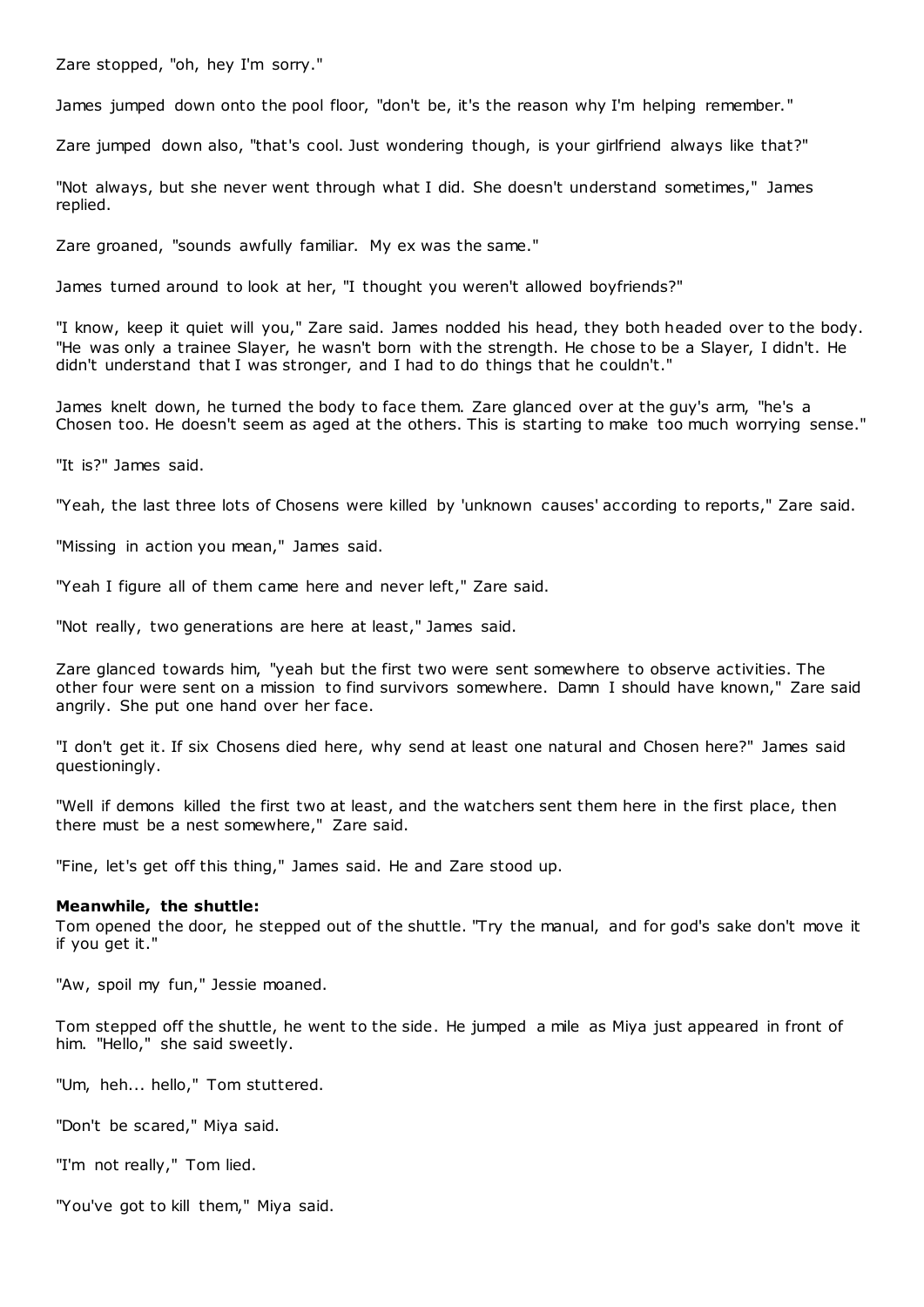Zare stopped, "oh, hey I'm sorry."

James jumped down onto the pool floor, "don't be, it's the reason why I'm helping remember."

Zare jumped down also, "that's cool. Just wondering though, is your girlfriend always like that?"

"Not always, but she never went through what I did. She doesn't understand sometimes," James replied.

Zare groaned, "sounds awfully familiar. My ex was the same."

James turned around to look at her, "I thought you weren't allowed boyfriends?"

"I know, keep it quiet will you," Zare said. James nodded his head, they both headed over to the body. "He was only a trainee Slayer, he wasn't born with the strength. He chose to be a Slayer, I didn't. He didn't understand that I was stronger, and I had to do things that he couldn't."

James knelt down, he turned the body to face them. Zare glanced over at the guy's arm, "he's a Chosen too. He doesn't seem as aged at the others. This is starting to make too much worrying sense."

"It is?" James said.

"Yeah, the last three lots of Chosens were killed by 'unknown causes' according to reports," Zare said.

"Missing in action you mean," James said.

"Yeah I figure all of them came here and never left," Zare said.

"Not really, two generations are here at least," James said.

Zare glanced towards him, "yeah but the first two were sent somewhere to observe activities. The other four were sent on a mission to find survivors somewhere. Damn I should have known," Zare said angrily. She put one hand over her face.

"I don't get it. If six Chosens died here, why send at least one natural and Chosen here?" James said questioningly.

"Well if demons killed the first two at least, and the watchers sent them here in the first place, then there must be a nest somewhere," Zare said.

"Fine, let's get off this thing," James said. He and Zare stood up.

**Meanwhile, the shuttle:**
Tom opened the door, he stepped out of the shuttle. "Try the manual, and for god's sake don't move it if you get it."

"Aw, spoil my fun," Jessie moaned.

Tom stepped off the shuttle, he went to the side. He jumped a mile as Miya just appeared in front of him. "Hello," she said sweetly.

"Um, heh... hello," Tom stuttered.

"Don't be scared," Miya said.

"I'm not really," Tom lied.

"You've got to kill them," Miya said.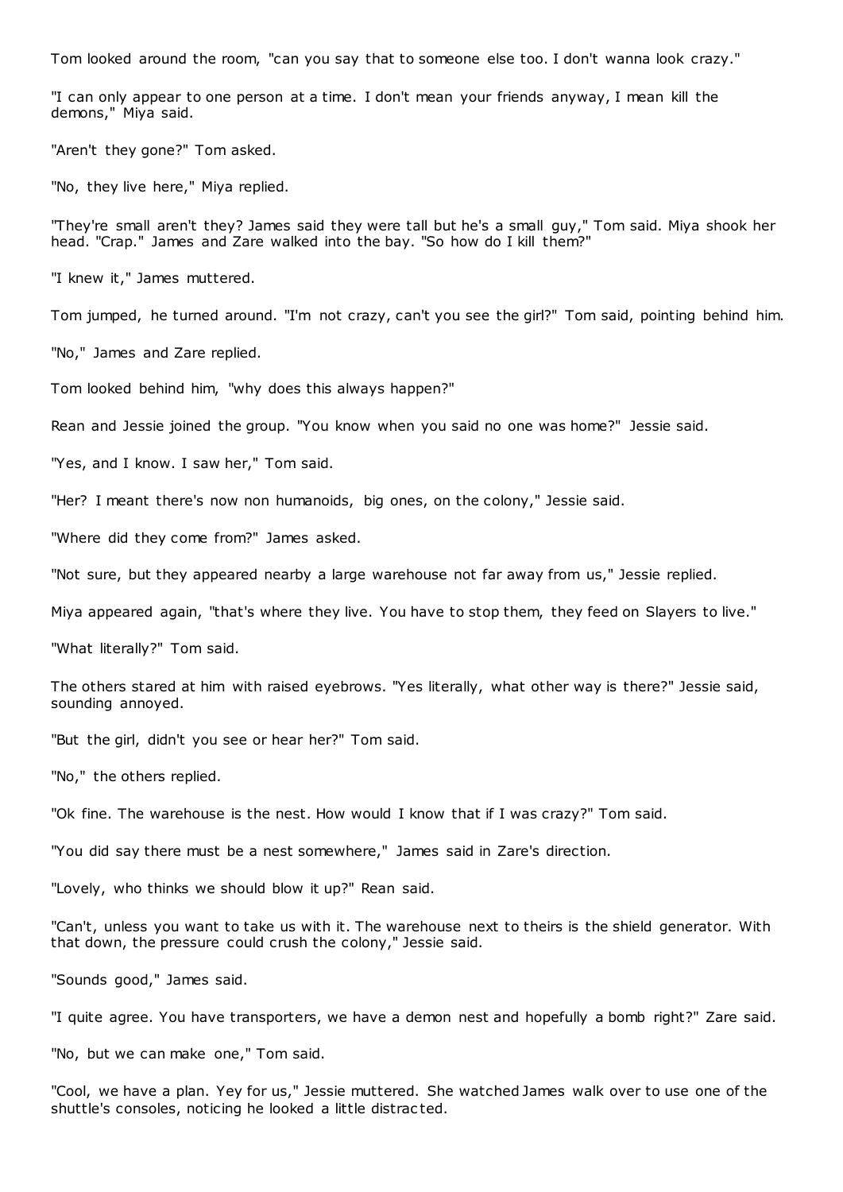Tom looked around the room, "can you say that to someone else too. I don't wanna look crazy."

"I can only appear to one person at a time. I don't mean your friends anyway, I mean kill the demons," Miya said.

"Aren't they gone?" Tom asked.

"No, they live here," Miya replied.

"They're small aren't they? James said they were tall but he's a small guy," Tom said. Miya shook her head. "Crap." James and Zare walked into the bay. "So how do I kill them?"

"I knew it," James muttered.

Tom jumped, he turned around. "I'm not crazy, can't you see the girl?" Tom said, pointing behind him.

"No," James and Zare replied.

Tom looked behind him, "why does this always happen?"

Rean and Jessie joined the group. "You know when you said no one was home?" Jessie said.

"Yes, and I know. I saw her," Tom said.

"Her? I meant there's now non humanoids, big ones, on the colony," Jessie said.

"Where did they come from?" James asked.

"Not sure, but they appeared nearby a large warehouse not far away from us," Jessie replied.

Miya appeared again, "that's where they live. You have to stop them, they feed on Slayers to live."

"What literally?" Tom said.

The others stared at him with raised eyebrows. "Yes literally, what other way is there?" Jessie said, sounding annoyed.

"But the girl, didn't you see or hear her?" Tom said.

"No," the others replied.

"Ok fine. The warehouse is the nest. How would I know that if I was crazy?" Tom said.

"You did say there must be a nest somewhere," James said in Zare's direction.

"Lovely, who thinks we should blow it up?" Rean said.

"Can't, unless you want to take us with it. The warehouse next to theirs is the shield generator. With that down, the pressure could crush the colony," Jessie said.

"Sounds good," James said.

"I quite agree. You have transporters, we have a demon nest and hopefully a bomb right?" Zare said.

"No, but we can make one," Tom said.

"Cool, we have a plan. Yey for us," Jessie muttered. She watched James walk over to use one of the shuttle's consoles, noticing he looked a little distracted.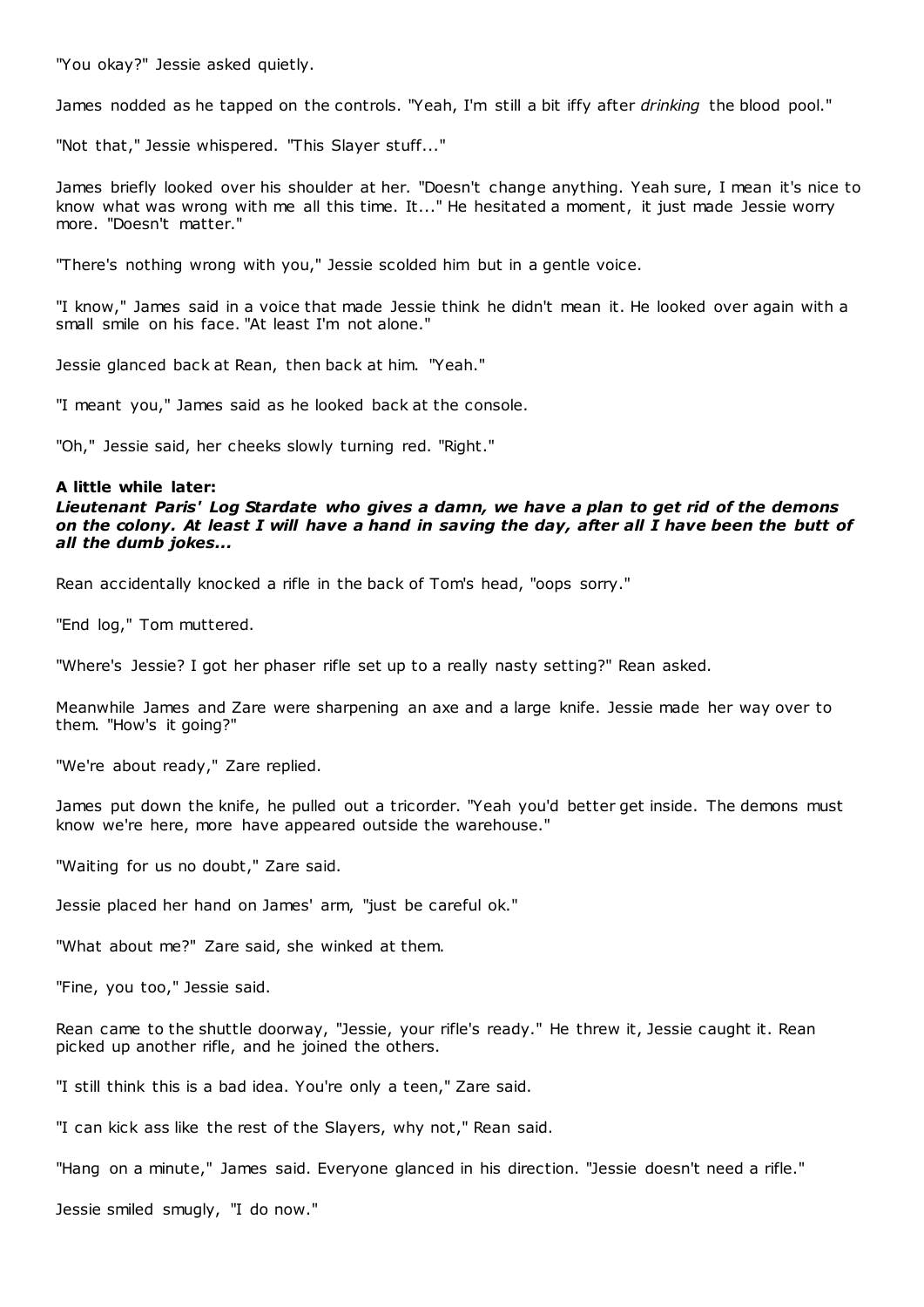"You okay?" Jessie asked quietly.

James nodded as he tapped on the controls. "Yeah, I'm still a bit iffy after *drinking* the blood pool."

"Not that," Jessie whispered. "This Slayer stuff..."

James briefly looked over his shoulder at her. "Doesn't change anything. Yeah sure, I mean it's nice to know what was wrong with me all this time. It..." He hesitated a moment, it just made Jessie worry more. "Doesn't matter."

"There's nothing wrong with you," Jessie scolded him but in a gentle voice.

"I know," James said in a voice that made Jessie think he didn't mean it. He looked over again with a small smile on his face. "At least I'm not alone."

Jessie glanced back at Rean, then back at him. "Yeah."

"I meant you," James said as he looked back at the console.

"Oh," Jessie said, her cheeks slowly turning red. "Right."

**A little while later:**
***Lieutenant Paris' Log Stardate who gives a damn, we have a plan to get rid of the demons on the colony. At least I will have a hand in saving the day, after all I have been the butt of all the dumb jokes...***

Rean accidentally knocked a rifle in the back of Tom's head, "oops sorry."

"End log," Tom muttered.

"Where's Jessie? I got her phaser rifle set up to a really nasty setting?" Rean asked.

Meanwhile James and Zare were sharpening an axe and a large knife. Jessie made her way over to them. "How's it going?"

"We're about ready," Zare replied.

James put down the knife, he pulled out a tricorder. "Yeah you'd better get inside. The demons must know we're here, more have appeared outside the warehouse."

"Waiting for us no doubt," Zare said.

Jessie placed her hand on James' arm, "just be careful ok."

"What about me?" Zare said, she winked at them.

"Fine, you too," Jessie said.

Rean came to the shuttle doorway, "Jessie, your rifle's ready." He threw it, Jessie caught it. Rean picked up another rifle, and he joined the others.

"I still think this is a bad idea. You're only a teen," Zare said.

"I can kick ass like the rest of the Slayers, why not," Rean said.

"Hang on a minute," James said. Everyone glanced in his direction. "Jessie doesn't need a rifle."

Jessie smiled smugly, "I do now."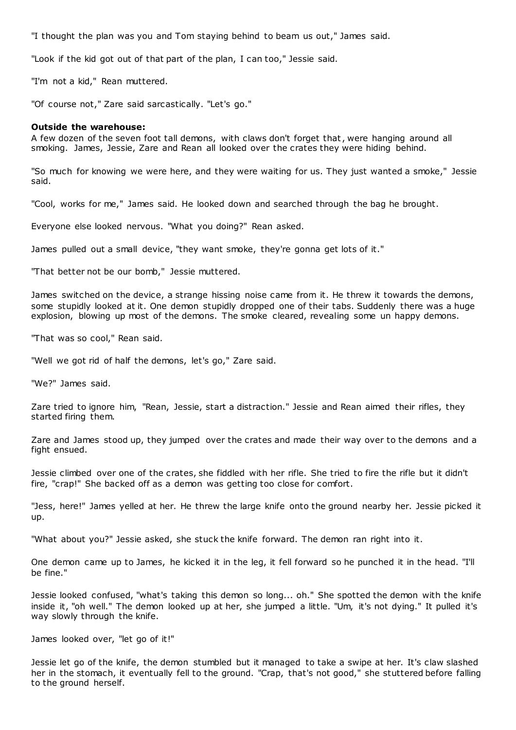"I thought the plan was you and Tom staying behind to beam us out," James said.

"Look if the kid got out of that part of the plan, I can too," Jessie said.

"I'm not a kid," Rean muttered.

"Of course not," Zare said sarcastically. "Let's go."

**Outside the warehouse:**

A few dozen of the seven foot tall demons, with claws don't forget that, were hanging around all smoking. James, Jessie, Zare and Rean all looked over the crates they were hiding behind.

"So much for knowing we were here, and they were waiting for us. They just wanted a smoke," Jessie said.

"Cool, works for me," James said. He looked down and searched through the bag he brought.

Everyone else looked nervous. "What you doing?" Rean asked.

James pulled out a small device, "they want smoke, they're gonna get lots of it."

"That better not be our bomb," Jessie muttered.

James switched on the device, a strange hissing noise came from it. He threw it towards the demons, some stupidly looked at it. One demon stupidly dropped one of their tabs. Suddenly there was a huge explosion, blowing up most of the demons. The smoke cleared, revealing some un happy demons.

"That was so cool," Rean said.

"Well we got rid of half the demons, let's go," Zare said.

"We?" James said.

Zare tried to ignore him, "Rean, Jessie, start a distraction." Jessie and Rean aimed their rifles, they started firing them.

Zare and James stood up, they jumped over the crates and made their way over to the demons and a fight ensued.

Jessie climbed over one of the crates, she fiddled with her rifle. She tried to fire the rifle but it didn't fire, "crap!" She backed off as a demon was getting too close for comfort.

"Jess, here!" James yelled at her. He threw the large knife onto the ground nearby her. Jessie picked it up.

"What about you?" Jessie asked, she stuck the knife forward. The demon ran right into it.

One demon came up to James, he kicked it in the leg, it fell forward so he punched it in the head. "I'll be fine."

Jessie looked confused, "what's taking this demon so long... oh." She spotted the demon with the knife inside it, "oh well." The demon looked up at her, she jumped a little. "Um, it's not dying." It pulled it's way slowly through the knife.

James looked over, "let go of it!"

Jessie let go of the knife, the demon stumbled but it managed to take a swipe at her. It's claw slashed her in the stomach, it eventually fell to the ground. "Crap, that's not good," she stuttered before falling to the ground herself.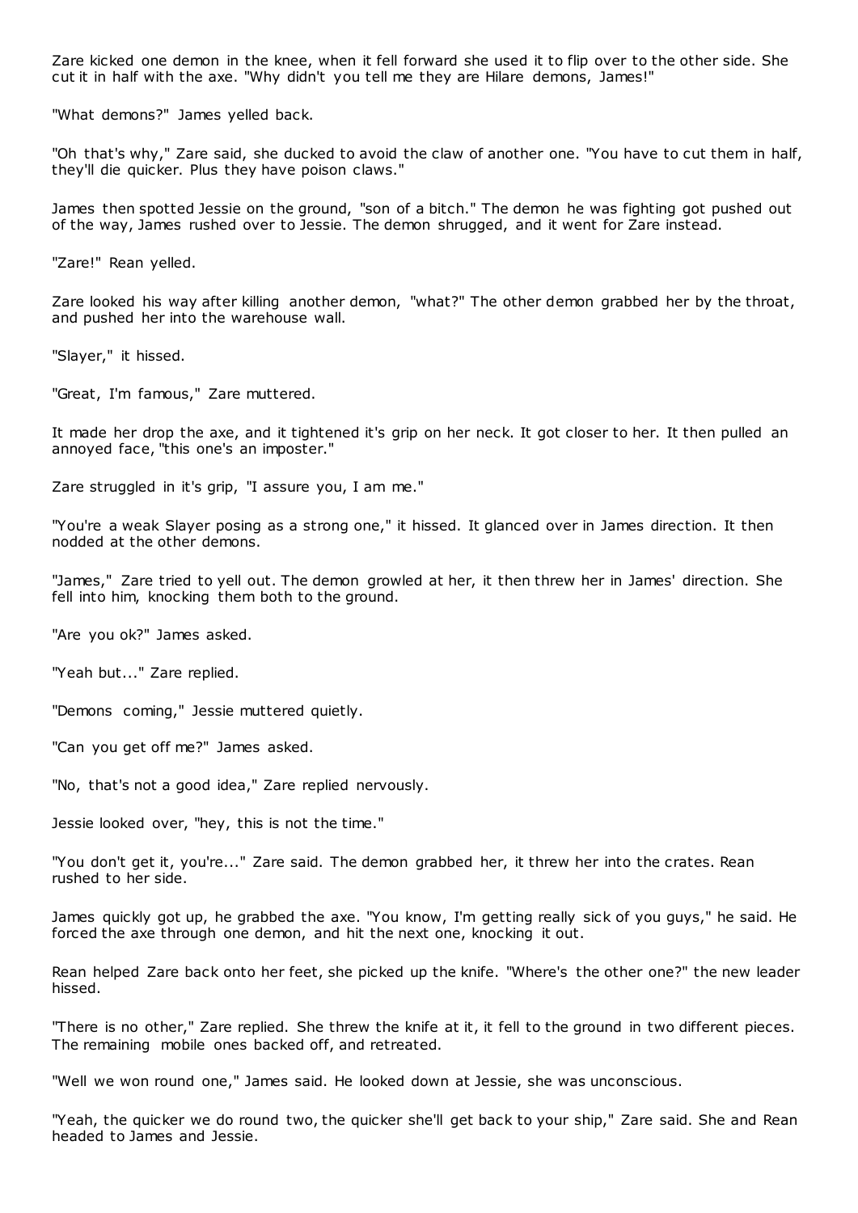Zare kicked one demon in the knee, when it fell forward she used it to flip over to the other side. She cut it in half with the axe. "Why didn't you tell me they are Hilare demons, James!"

"What demons?" James yelled back.

"Oh that's why," Zare said, she ducked to avoid the claw of another one. "You have to cut them in half, they'll die quicker. Plus they have poison claws."

James then spotted Jessie on the ground, "son of a bitch." The demon he was fighting got pushed out of the way, James rushed over to Jessie. The demon shrugged, and it went for Zare instead.

"Zare!" Rean yelled.

Zare looked his way after killing another demon, "what?" The other demon grabbed her by the throat, and pushed her into the warehouse wall.

"Slayer," it hissed.

"Great, I'm famous," Zare muttered.

It made her drop the axe, and it tightened it's grip on her neck. It got closer to her. It then pulled an annoyed face, "this one's an imposter."

Zare struggled in it's grip, "I assure you, I am me."

"You're a weak Slayer posing as a strong one," it hissed. It glanced over in James direction. It then nodded at the other demons.

"James," Zare tried to yell out. The demon growled at her, it then threw her in James' direction. She fell into him, knocking them both to the ground.

"Are you ok?" James asked.

"Yeah but..." Zare replied.

"Demons coming," Jessie muttered quietly.

"Can you get off me?" James asked.

"No, that's not a good idea," Zare replied nervously.

Jessie looked over, "hey, this is not the time."

"You don't get it, you're..." Zare said. The demon grabbed her, it threw her into the crates. Rean rushed to her side.

James quickly got up, he grabbed the axe. "You know, I'm getting really sick of you guys," he said. He forced the axe through one demon, and hit the next one, knocking it out.

Rean helped Zare back onto her feet, she picked up the knife. "Where's the other one?" the new leader hissed.

"There is no other," Zare replied. She threw the knife at it, it fell to the ground in two different pieces. The remaining mobile ones backed off, and retreated.

"Well we won round one," James said. He looked down at Jessie, she was unconscious.

"Yeah, the quicker we do round two, the quicker she'll get back to your ship," Zare said. She and Rean headed to James and Jessie.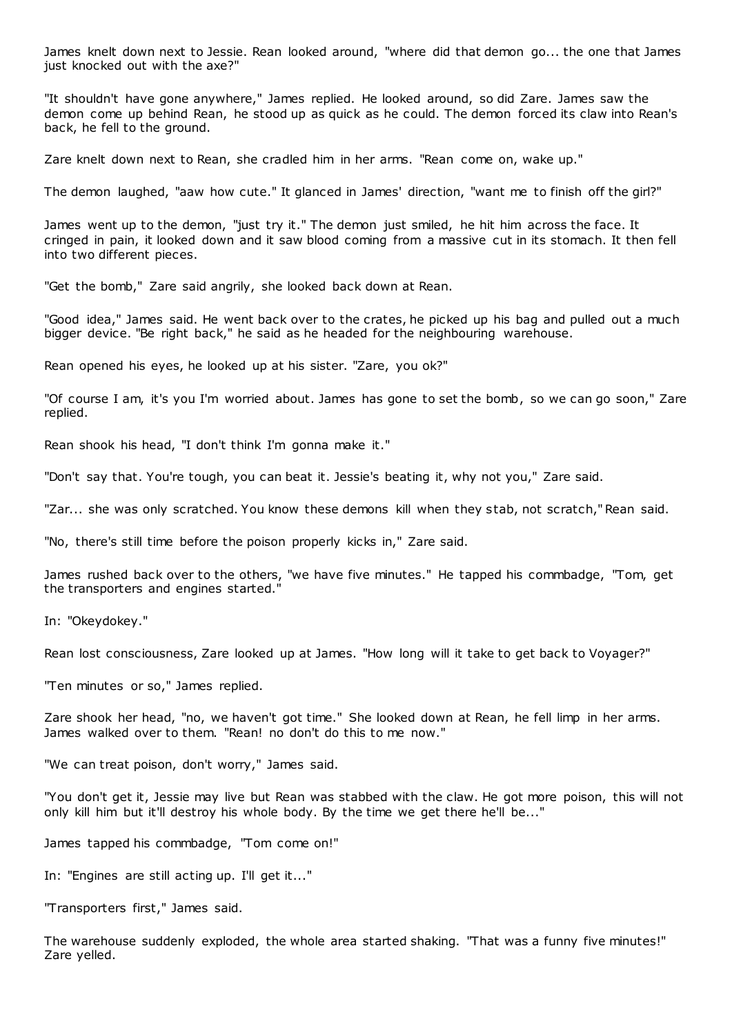James knelt down next to Jessie. Rean looked around, "where did that demon go... the one that James just knocked out with the axe?"

"It shouldn't have gone anywhere," James replied. He looked around, so did Zare. James saw the demon come up behind Rean, he stood up as quick as he could. The demon forced its claw into Rean's back, he fell to the ground.

Zare knelt down next to Rean, she cradled him in her arms. "Rean come on, wake up."

The demon laughed, "aaw how cute." It glanced in James' direction, "want me to finish off the girl?"

James went up to the demon, "just try it." The demon just smiled, he hit him across the face. It cringed in pain, it looked down and it saw blood coming from a massive cut in its stomach. It then fell into two different pieces.

"Get the bomb," Zare said angrily, she looked back down at Rean.

"Good idea," James said. He went back over to the crates, he picked up his bag and pulled out a much bigger device. "Be right back," he said as he headed for the neighbouring warehouse.

Rean opened his eyes, he looked up at his sister. "Zare, you ok?"

"Of course I am, it's you I'm worried about. James has gone to set the bomb, so we can go soon," Zare replied.

Rean shook his head, "I don't think I'm gonna make it."

"Don't say that. You're tough, you can beat it. Jessie's beating it, why not you," Zare said.

"Zar... she was only scratched. You know these demons kill when they stab, not scratch," Rean said.

"No, there's still time before the poison properly kicks in," Zare said.

James rushed back over to the others, "we have five minutes." He tapped his commbadge, "Tom, get the transporters and engines started."

In: "Okeydokey."

Rean lost consciousness, Zare looked up at James. "How long will it take to get back to Voyager?"

"Ten minutes or so," James replied.

Zare shook her head, "no, we haven't got time." She looked down at Rean, he fell limp in her arms. James walked over to them. "Rean! no don't do this to me now."

"We can treat poison, don't worry," James said.

"You don't get it, Jessie may live but Rean was stabbed with the claw. He got more poison, this will not only kill him but it'll destroy his whole body. By the time we get there he'll be..."

James tapped his commbadge, "Tom come on!"

In: "Engines are still acting up. I'll get it..."

"Transporters first," James said.

The warehouse suddenly exploded, the whole area started shaking. "That was a funny five minutes!" Zare yelled.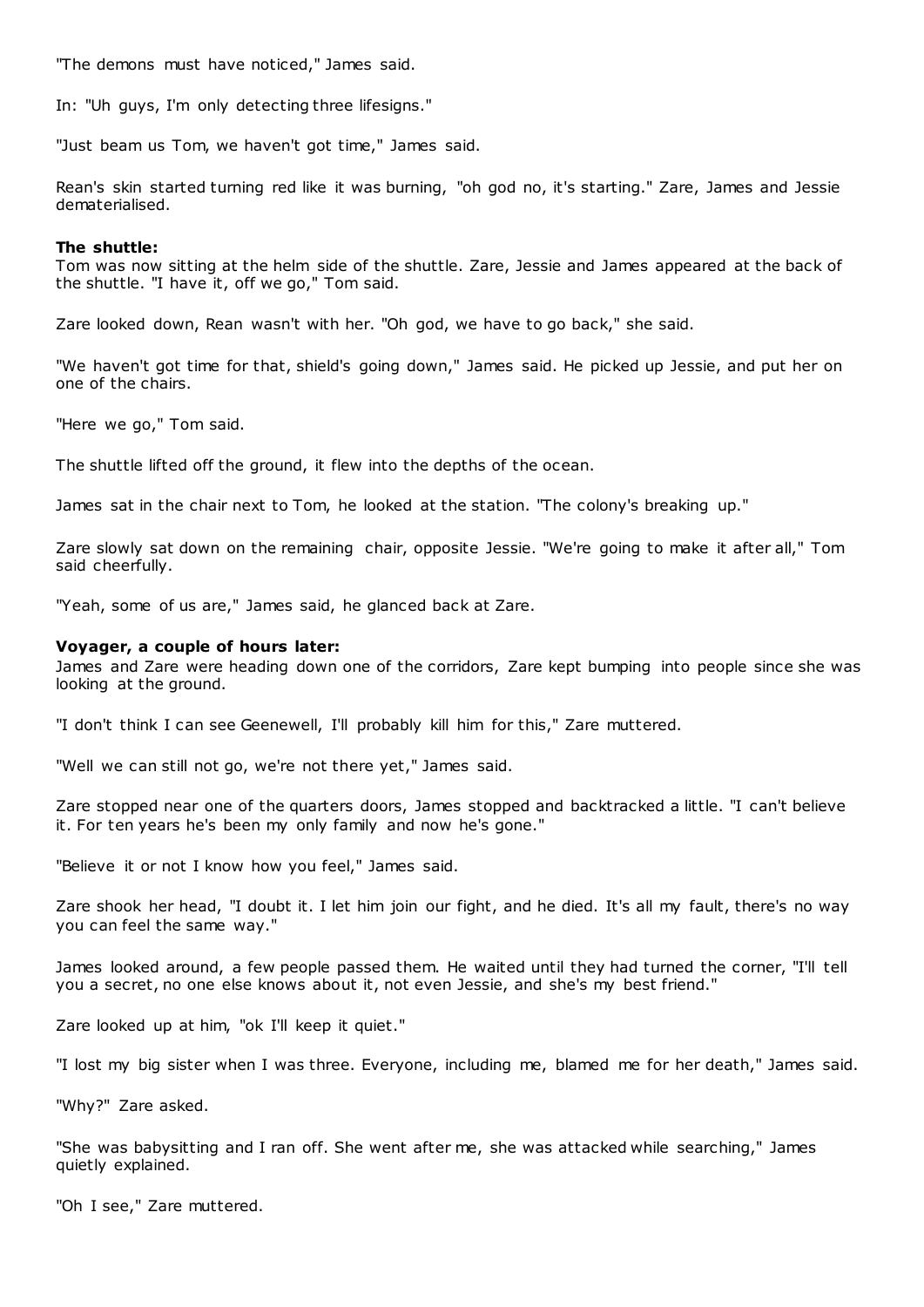"The demons must have noticed," James said.

In: "Uh guys, I'm only detecting three lifesigns."

"Just beam us Tom, we haven't got time," James said.

Rean's skin started turning red like it was burning, "oh god no, it's starting." Zare, James and Jessie dematerialised.

**The shuttle:**
Tom was now sitting at the helm side of the shuttle. Zare, Jessie and James appeared at the back of the shuttle. "I have it, off we go," Tom said.

Zare looked down, Rean wasn't with her. "Oh god, we have to go back," she said.

"We haven't got time for that, shield's going down," James said. He picked up Jessie, and put her on one of the chairs.

"Here we go," Tom said.

The shuttle lifted off the ground, it flew into the depths of the ocean.

James sat in the chair next to Tom, he looked at the station. "The colony's breaking up."

Zare slowly sat down on the remaining chair, opposite Jessie. "We're going to make it after all," Tom said cheerfully.

"Yeah, some of us are," James said, he glanced back at Zare.

**Voyager, a couple of hours later:**
James and Zare were heading down one of the corridors, Zare kept bumping into people since she was looking at the ground.

"I don't think I can see Geenewell, I'll probably kill him for this," Zare muttered.

"Well we can still not go, we're not there yet," James said.

Zare stopped near one of the quarters doors, James stopped and backtracked a little. "I can't believe it. For ten years he's been my only family and now he's gone."

"Believe it or not I know how you feel," James said.

Zare shook her head, "I doubt it. I let him join our fight, and he died. It's all my fault, there's no way you can feel the same way."

James looked around, a few people passed them. He waited until they had turned the corner, "I'll tell you a secret, no one else knows about it, not even Jessie, and she's my best friend."

Zare looked up at him, "ok I'll keep it quiet."

"I lost my big sister when I was three. Everyone, including me, blamed me for her death," James said.

"Why?" Zare asked.

"She was babysitting and I ran off. She went after me, she was attacked while searching," James quietly explained.

"Oh I see," Zare muttered.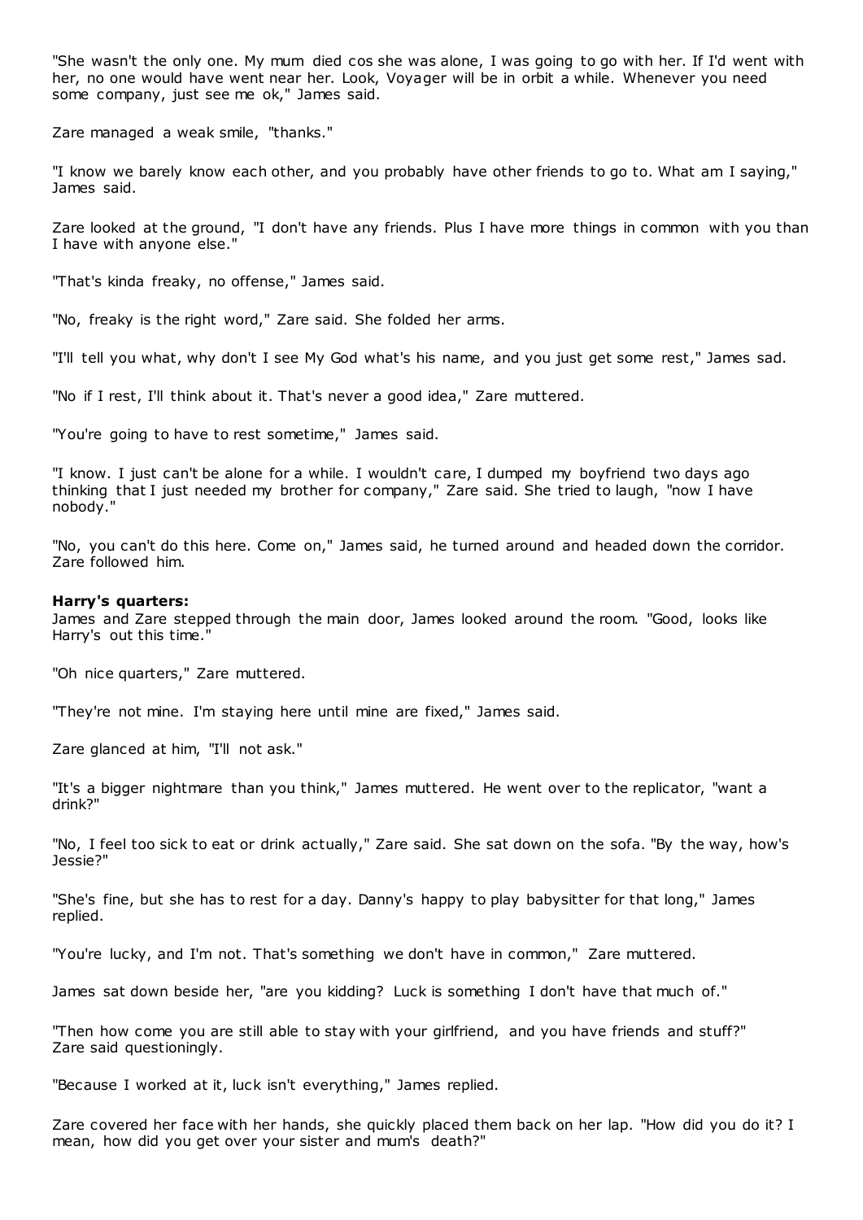"She wasn't the only one. My mum died cos she was alone, I was going to go with her. If I'd went with her, no one would have went near her. Look, Voyager will be in orbit a while. Whenever you need some company, just see me ok," James said.

Zare managed a weak smile, "thanks."

"I know we barely know each other, and you probably have other friends to go to. What am I saying," James said.

Zare looked at the ground, "I don't have any friends. Plus I have more things in common with you than I have with anyone else."

"That's kinda freaky, no offense," James said.

"No, freaky is the right word," Zare said. She folded her arms.

"I'll tell you what, why don't I see My God what's his name, and you just get some rest," James sad.

"No if I rest, I'll think about it. That's never a good idea," Zare muttered.

"You're going to have to rest sometime," James said.

"I know. I just can't be alone for a while. I wouldn't care, I dumped my boyfriend two days ago thinking that I just needed my brother for company," Zare said. She tried to laugh, "now I have nobody."

"No, you can't do this here. Come on," James said, he turned around and headed down the corridor. Zare followed him.

**Harry's quarters:**
James and Zare stepped through the main door, James looked around the room. "Good, looks like Harry's out this time."

"Oh nice quarters," Zare muttered.

"They're not mine. I'm staying here until mine are fixed," James said.

Zare glanced at him, "I'll not ask."

"It's a bigger nightmare than you think," James muttered. He went over to the replicator, "want a drink?"

"No, I feel too sick to eat or drink actually," Zare said. She sat down on the sofa. "By the way, how's Jessie?"

"She's fine, but she has to rest for a day. Danny's happy to play babysitter for that long," James replied.

"You're lucky, and I'm not. That's something we don't have in common," Zare muttered.

James sat down beside her, "are you kidding? Luck is something I don't have that much of."

"Then how come you are still able to stay with your girlfriend, and you have friends and stuff?" Zare said questioningly.

"Because I worked at it, luck isn't everything," James replied.

Zare covered her face with her hands, she quickly placed them back on her lap. "How did you do it? I mean, how did you get over your sister and mum's death?"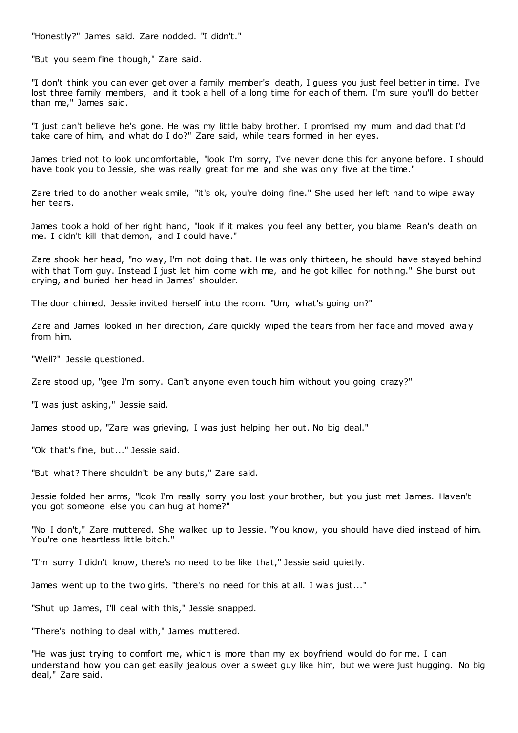"Honestly?" James said. Zare nodded. "I didn't."

"But you seem fine though," Zare said.

"I don't think you can ever get over a family member's death, I guess you just feel better in time. I've lost three family members, and it took a hell of a long time for each of them. I'm sure you'll do better than me," James said.

"I just can't believe he's gone. He was my little baby brother. I promised my mum and dad that I'd take care of him, and what do I do?" Zare said, while tears formed in her eyes.

James tried not to look uncomfortable, "look I'm sorry, I've never done this for anyone before. I should have took you to Jessie, she was really great for me and she was only five at the time."

Zare tried to do another weak smile, "it's ok, you're doing fine." She used her left hand to wipe away her tears.

James took a hold of her right hand, "look if it makes you feel any better, you blame Rean's death on me. I didn't kill that demon, and I could have."

Zare shook her head, "no way, I'm not doing that. He was only thirteen, he should have stayed behind with that Tom guy. Instead I just let him come with me, and he got killed for nothing." She burst out crying, and buried her head in James' shoulder.

The door chimed, Jessie invited herself into the room. "Um, what's going on?"

Zare and James looked in her direction, Zare quickly wiped the tears from her face and moved away from him.

"Well?" Jessie questioned.

Zare stood up, "gee I'm sorry. Can't anyone even touch him without you going crazy?"

"I was just asking," Jessie said.

James stood up, "Zare was grieving, I was just helping her out. No big deal."

"Ok that's fine, but..." Jessie said.

"But what? There shouldn't be any buts," Zare said.

Jessie folded her arms, "look I'm really sorry you lost your brother, but you just met James. Haven't you got someone else you can hug at home?"

"No I don't," Zare muttered. She walked up to Jessie. "You know, you should have died instead of him. You're one heartless little bitch."

"I'm sorry I didn't know, there's no need to be like that," Jessie said quietly.

James went up to the two girls, "there's no need for this at all. I was just..."

"Shut up James, I'll deal with this," Jessie snapped.

"There's nothing to deal with," James muttered.

"He was just trying to comfort me, which is more than my ex boyfriend would do for me. I can understand how you can get easily jealous over a sweet guy like him, but we were just hugging. No big deal," Zare said.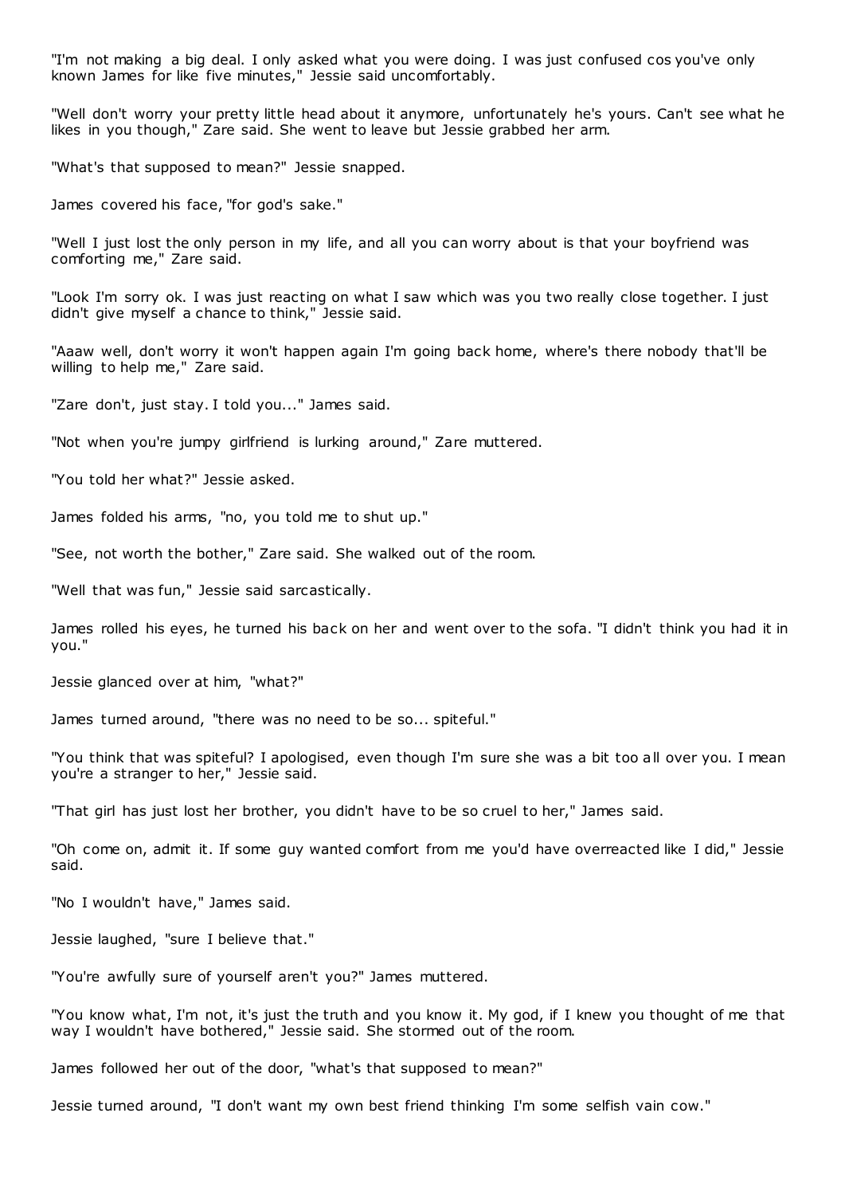"I'm not making a big deal. I only asked what you were doing. I was just confused cos you've only known James for like five minutes," Jessie said uncomfortably.

"Well don't worry your pretty little head about it anymore, unfortunately he's yours. Can't see what he likes in you though," Zare said. She went to leave but Jessie grabbed her arm.

"What's that supposed to mean?" Jessie snapped.

James covered his face, "for god's sake."

"Well I just lost the only person in my life, and all you can worry about is that your boyfriend was comforting me," Zare said.

"Look I'm sorry ok. I was just reacting on what I saw which was you two really close together. I just didn't give myself a chance to think," Jessie said.

"Aaaw well, don't worry it won't happen again I'm going back home, where's there nobody that'll be willing to help me," Zare said.

"Zare don't, just stay. I told you..." James said.

"Not when you're jumpy girlfriend is lurking around," Zare muttered.

"You told her what?" Jessie asked.

James folded his arms, "no, you told me to shut up."

"See, not worth the bother," Zare said. She walked out of the room.

"Well that was fun," Jessie said sarcastically.

James rolled his eyes, he turned his back on her and went over to the sofa. "I didn't think you had it in you."

Jessie glanced over at him, "what?"

James turned around, "there was no need to be so... spiteful."

"You think that was spiteful? I apologised, even though I'm sure she was a bit too all over you. I mean you're a stranger to her," Jessie said.

"That girl has just lost her brother, you didn't have to be so cruel to her," James said.

"Oh come on, admit it. If some guy wanted comfort from me you'd have overreacted like I did," Jessie said.

"No I wouldn't have," James said.

Jessie laughed, "sure I believe that."

"You're awfully sure of yourself aren't you?" James muttered.

"You know what, I'm not, it's just the truth and you know it. My god, if I knew you thought of me that way I wouldn't have bothered," Jessie said. She stormed out of the room.

James followed her out of the door, "what's that supposed to mean?"

Jessie turned around, "I don't want my own best friend thinking I'm some selfish vain cow."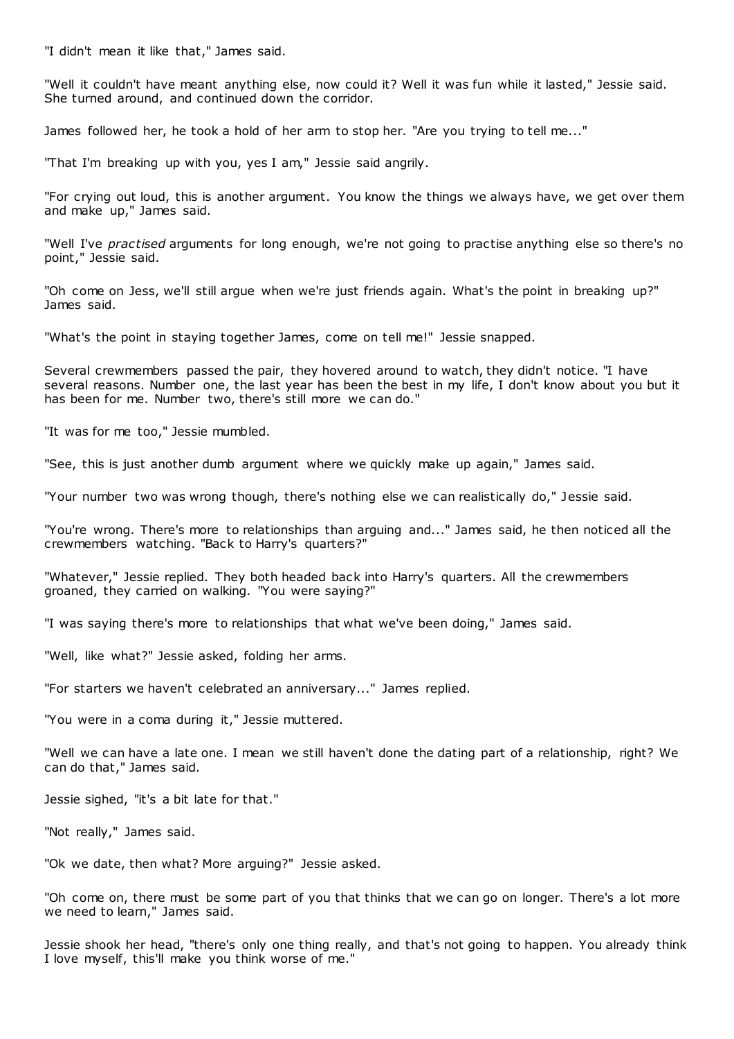"I didn't mean it like that," James said.

"Well it couldn't have meant anything else, now could it? Well it was fun while it lasted," Jessie said. She turned around, and continued down the corridor.

James followed her, he took a hold of her arm to stop her. "Are you trying to tell me..."

"That I'm breaking up with you, yes I am," Jessie said angrily.

"For crying out loud, this is another argument. You know the things we always have, we get over them and make up," James said.

"Well I've *practised* arguments for long enough, we're not going to practise anything else so there's no point," Jessie said.

"Oh come on Jess, we'll still argue when we're just friends again. What's the point in breaking up?" James said.

"What's the point in staying together James, come on tell me!" Jessie snapped.

Several crewmembers passed the pair, they hovered around to watch, they didn't notice. "I have several reasons. Number one, the last year has been the best in my life, I don't know about you but it has been for me. Number two, there's still more we can do."

"It was for me too," Jessie mumbled.

"See, this is just another dumb argument where we quickly make up again," James said.

"Your number two was wrong though, there's nothing else we can realistically do," Jessie said.

"You're wrong. There's more to relationships than arguing and..." James said, he then noticed all the crewmembers watching. "Back to Harry's quarters?"

"Whatever," Jessie replied. They both headed back into Harry's quarters. All the crewmembers groaned, they carried on walking. "You were saying?"

"I was saying there's more to relationships that what we've been doing," James said.

"Well, like what?" Jessie asked, folding her arms.

"For starters we haven't celebrated an anniversary..." James replied.

"You were in a coma during it," Jessie muttered.

"Well we can have a late one. I mean we still haven't done the dating part of a relationship, right? We can do that," James said.

Jessie sighed, "it's a bit late for that."

"Not really," James said.

"Ok we date, then what? More arguing?" Jessie asked.

"Oh come on, there must be some part of you that thinks that we can go on longer. There's a lot more we need to learn," James said.

Jessie shook her head, "there's only one thing really, and that's not going to happen. You already think I love myself, this'll make you think worse of me."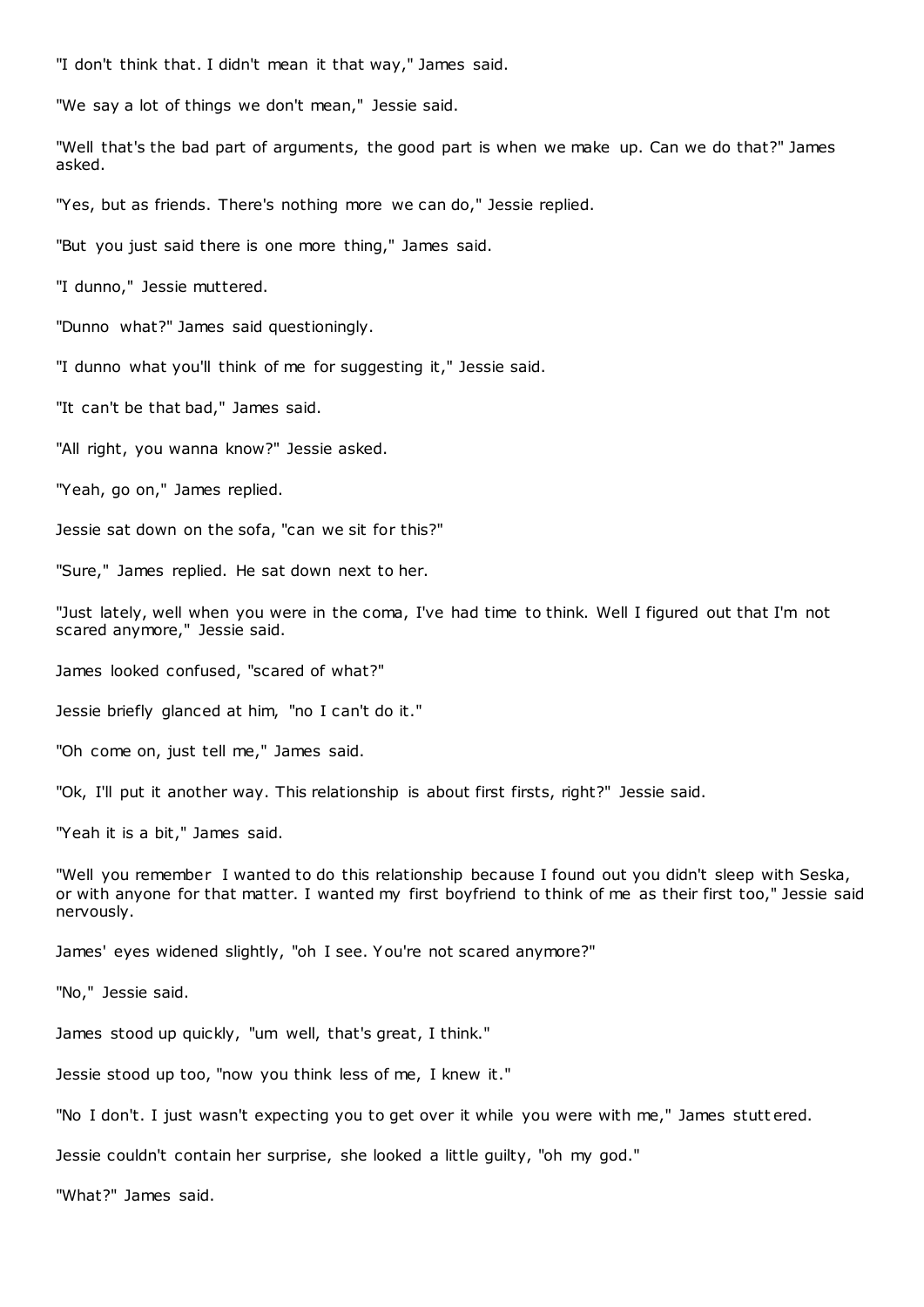"I don't think that. I didn't mean it that way," James said.

"We say a lot of things we don't mean," Jessie said.

"Well that's the bad part of arguments, the good part is when we make up. Can we do that?" James asked.

"Yes, but as friends. There's nothing more we can do," Jessie replied.

"But you just said there is one more thing," James said.

"I dunno," Jessie muttered.

"Dunno what?" James said questioningly.

"I dunno what you'll think of me for suggesting it," Jessie said.

"It can't be that bad," James said.

"All right, you wanna know?" Jessie asked.

"Yeah, go on," James replied.

Jessie sat down on the sofa, "can we sit for this?"

"Sure," James replied. He sat down next to her.

"Just lately, well when you were in the coma, I've had time to think. Well I figured out that I'm not scared anymore," Jessie said.

James looked confused, "scared of what?"

Jessie briefly glanced at him, "no I can't do it."

"Oh come on, just tell me," James said.

"Ok, I'll put it another way. This relationship is about first firsts, right?" Jessie said.

"Yeah it is a bit," James said.

"Well you remember I wanted to do this relationship because I found out you didn't sleep with Seska, or with anyone for that matter. I wanted my first boyfriend to think of me as their first too," Jessie said nervously.

James' eyes widened slightly, "oh I see. You're not scared anymore?"

"No," Jessie said.

James stood up quickly, "um well, that's great, I think."

Jessie stood up too, "now you think less of me, I knew it."

"No I don't. I just wasn't expecting you to get over it while you were with me," James stuttered.

Jessie couldn't contain her surprise, she looked a little guilty, "oh my god."

"What?" James said.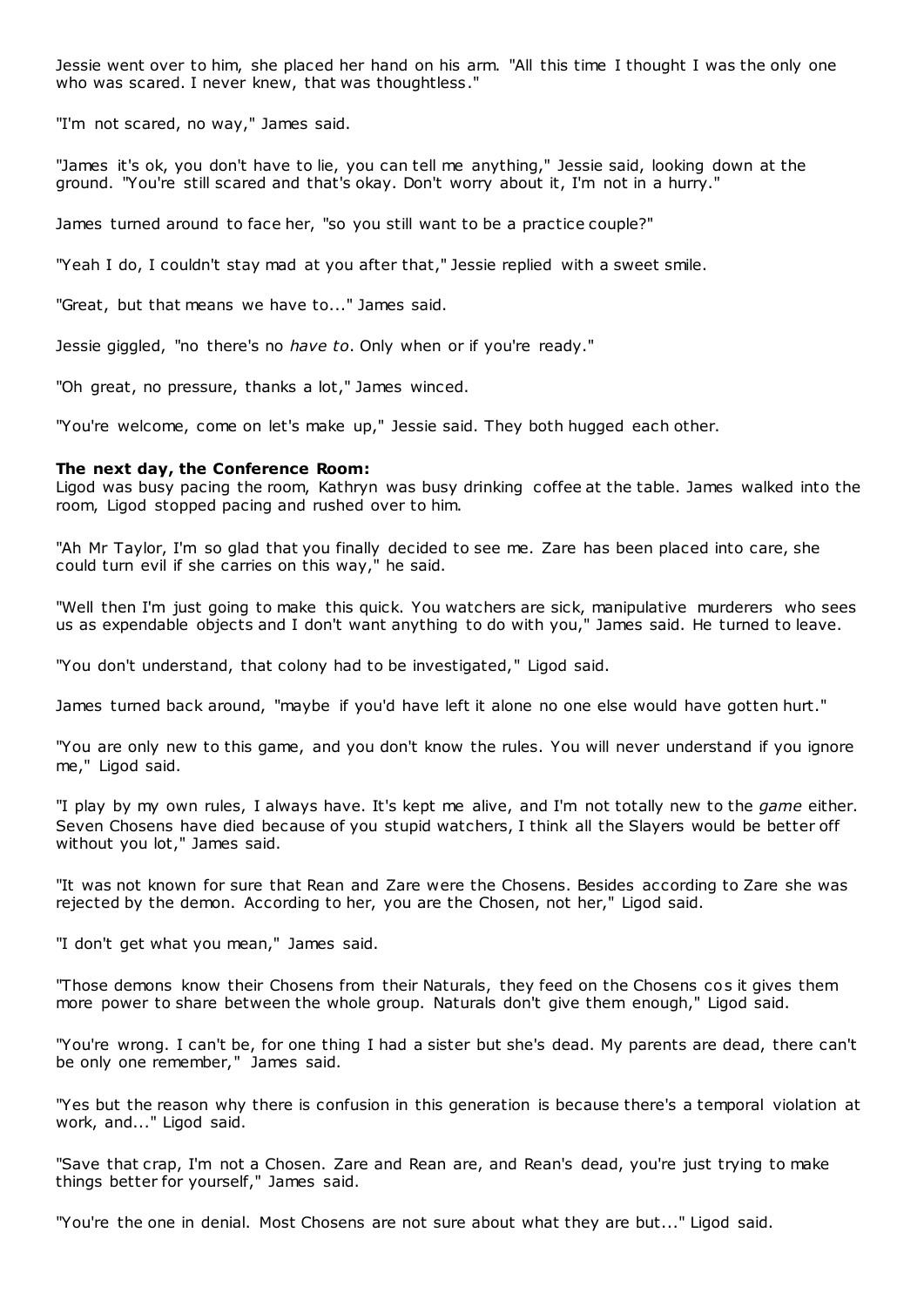Jessie went over to him, she placed her hand on his arm. "All this time I thought I was the only one who was scared. I never knew, that was thoughtless."

"I'm not scared, no way," James said.

"James it's ok, you don't have to lie, you can tell me anything," Jessie said, looking down at the ground. "You're still scared and that's okay. Don't worry about it, I'm not in a hurry."

James turned around to face her, "so you still want to be a practice couple?"

"Yeah I do, I couldn't stay mad at you after that," Jessie replied with a sweet smile.

"Great, but that means we have to..." James said.

Jessie giggled, "no there's no *have to*. Only when or if you're ready."

"Oh great, no pressure, thanks a lot," James winced.

"You're welcome, come on let's make up," Jessie said. They both hugged each other.

**The next day, the Conference Room:**
Ligod was busy pacing the room, Kathryn was busy drinking coffee at the table. James walked into the room, Ligod stopped pacing and rushed over to him.

"Ah Mr Taylor, I'm so glad that you finally decided to see me. Zare has been placed into care, she could turn evil if she carries on this way," he said.

"Well then I'm just going to make this quick. You watchers are sick, manipulative murderers who sees us as expendable objects and I don't want anything to do with you," James said. He turned to leave.

"You don't understand, that colony had to be investigated," Ligod said.

James turned back around, "maybe if you'd have left it alone no one else would have gotten hurt."

"You are only new to this game, and you don't know the rules. You will never understand if you ignore me," Ligod said.

"I play by my own rules, I always have. It's kept me alive, and I'm not totally new to the *game* either. Seven Chosens have died because of you stupid watchers, I think all the Slayers would be better off without you lot," James said.

"It was not known for sure that Rean and Zare were the Chosens. Besides according to Zare she was rejected by the demon. According to her, you are the Chosen, not her," Ligod said.

"I don't get what you mean," James said.

"Those demons know their Chosens from their Naturals, they feed on the Chosens cos it gives them more power to share between the whole group. Naturals don't give them enough," Ligod said.

"You're wrong. I can't be, for one thing I had a sister but she's dead. My parents are dead, there can't be only one remember," James said.

"Yes but the reason why there is confusion in this generation is because there's a temporal violation at work, and..." Ligod said.

"Save that crap, I'm not a Chosen. Zare and Rean are, and Rean's dead, you're just trying to make things better for yourself," James said.

"You're the one in denial. Most Chosens are not sure about what they are but..." Ligod said.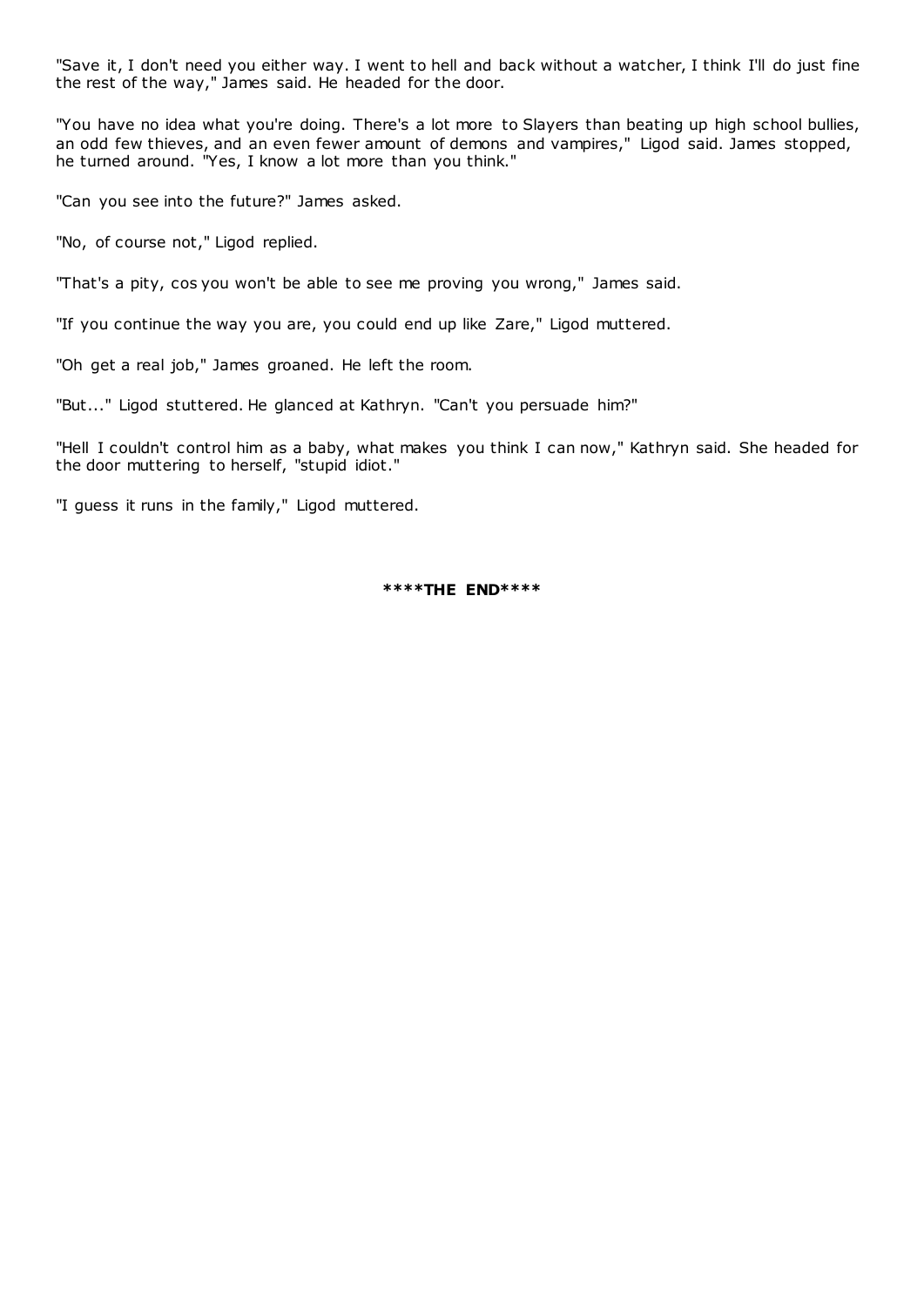"Save it, I don't need you either way. I went to hell and back without a watcher, I think I'll do just fine the rest of the way," James said. He headed for the door.

"You have no idea what you're doing. There's a lot more to Slayers than beating up high school bullies, an odd few thieves, and an even fewer amount of demons and vampires," Ligod said. James stopped, he turned around. "Yes, I know a lot more than you think."

"Can you see into the future?" James asked.

"No, of course not," Ligod replied.

"That's a pity, cos you won't be able to see me proving you wrong," James said.

"If you continue the way you are, you could end up like Zare," Ligod muttered.

"Oh get a real job," James groaned. He left the room.

"But..." Ligod stuttered. He glanced at Kathryn. "Can't you persuade him?"

"Hell I couldn't control him as a baby, what makes you think I can now," Kathryn said. She headed for the door muttering to herself, "stupid idiot."

"I guess it runs in the family," Ligod muttered.

**\*\*\*\*THE END\*\*\*\***